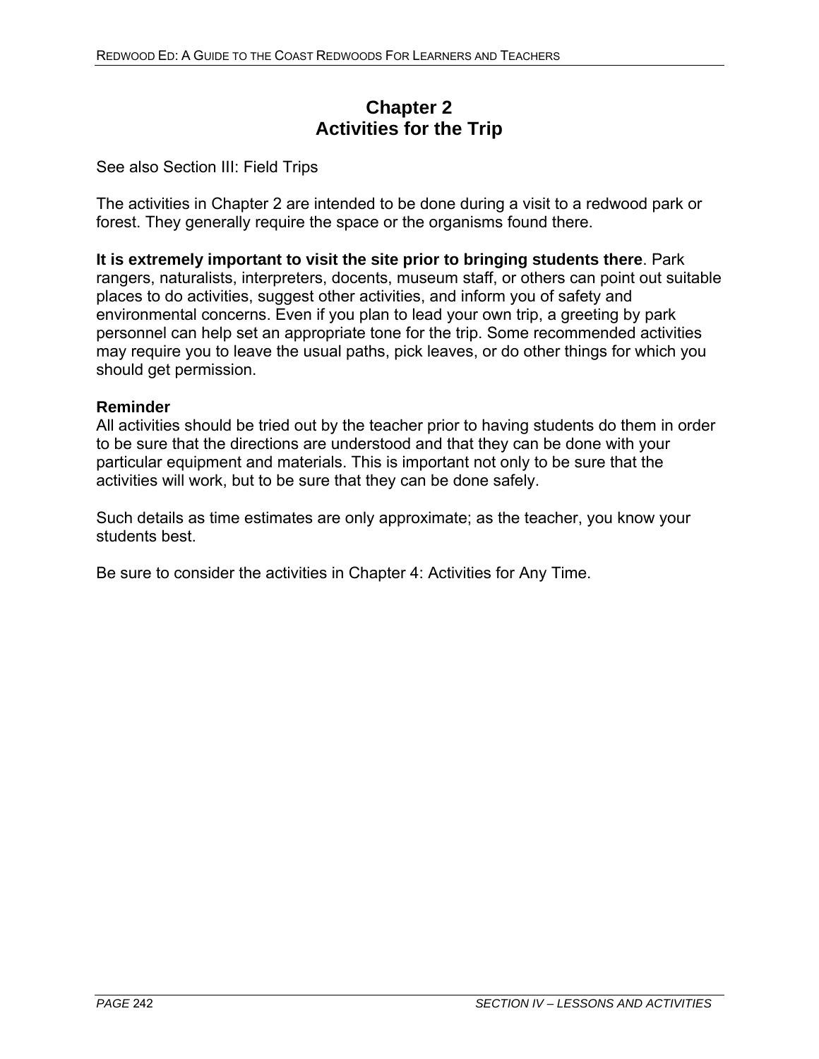# Chapter 2
# Activities for the Trip

See also Section III: Field Trips

The activities in Chapter 2 are intended to be done during a visit to a redwood park or forest. They generally require the space or the organisms found there.

**It is extremely important to visit the site prior to bringing students there**. Park rangers, naturalists, interpreters, docents, museum staff, or others can point out suitable places to do activities, suggest other activities, and inform you of safety and environmental concerns. Even if you plan to lead your own trip, a greeting by park personnel can help set an appropriate tone for the trip. Some recommended activities may require you to leave the usual paths, pick leaves, or do other things for which you should get permission.

**Reminder**
All activities should be tried out by the teacher prior to having students do them in order to be sure that the directions are understood and that they can be done with your particular equipment and materials. This is important not only to be sure that the activities will work, but to be sure that they can be done safely.

Such details as time estimates are only approximate; as the teacher, you know your students best.

Be sure to consider the activities in Chapter 4: Activities for Any Time.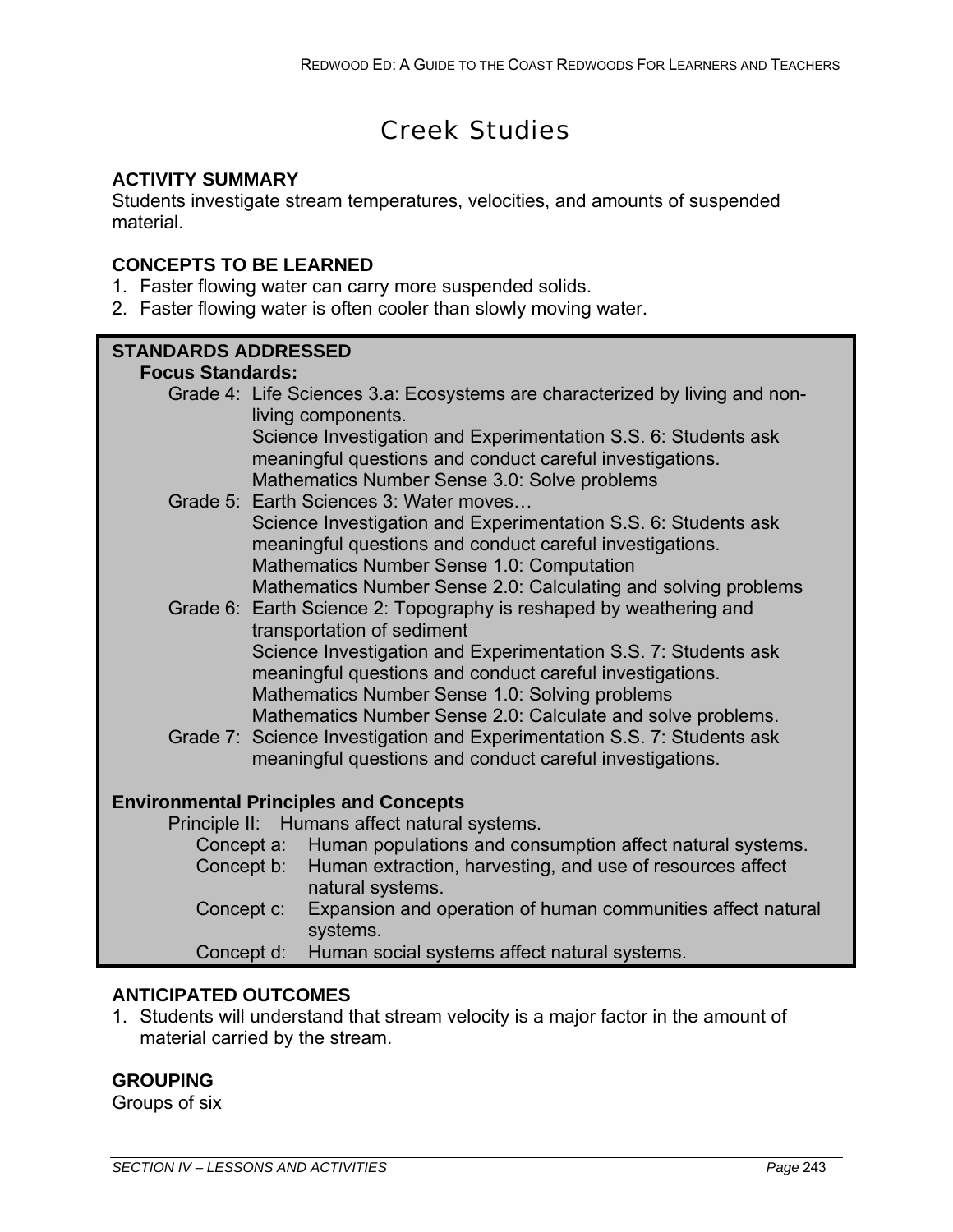# Creek Studies

## ACTIVITY SUMMARY

Students investigate stream temperatures, velocities, and amounts of suspended material.

## CONCEPTS TO BE LEARNED

1. Faster flowing water can carry more suspended solids.
2. Faster flowing water is often cooler than slowly moving water.

## STANDARDS ADDRESSED

**Focus Standards:**

Grade 4: Life Sciences 3.a: Ecosystems are characterized by living and non-living components.
Science Investigation and Experimentation S.S. 6: Students ask meaningful questions and conduct careful investigations.
Mathematics Number Sense 3.0: Solve problems

Grade 5: Earth Sciences 3: Water moves…
Science Investigation and Experimentation S.S. 6: Students ask meaningful questions and conduct careful investigations.
Mathematics Number Sense 1.0: Computation
Mathematics Number Sense 2.0: Calculating and solving problems

Grade 6: Earth Science 2: Topography is reshaped by weathering and transportation of sediment
Science Investigation and Experimentation S.S. 7: Students ask meaningful questions and conduct careful investigations.
Mathematics Number Sense 1.0: Solving problems
Mathematics Number Sense 2.0: Calculate and solve problems.

Grade 7: Science Investigation and Experimentation S.S. 7: Students ask meaningful questions and conduct careful investigations.

**Environmental Principles and Concepts**

Principle II: Humans affect natural systems.

- Concept a: Human populations and consumption affect natural systems.
- Concept b: Human extraction, harvesting, and use of resources affect natural systems.
- Concept c: Expansion and operation of human communities affect natural systems.
- Concept d: Human social systems affect natural systems.

## ANTICIPATED OUTCOMES

1. Students will understand that stream velocity is a major factor in the amount of material carried by the stream.

## GROUPING

Groups of six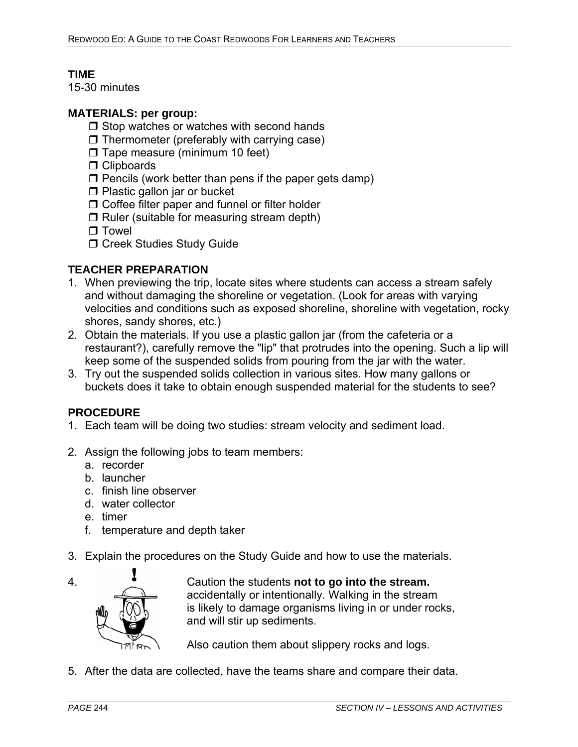**TIME**
15-30 minutes

**MATERIALS: per group:**

- ❒ Stop watches or watches with second hands
- ❒ Thermometer (preferably with carrying case)
- ❒ Tape measure (minimum 10 feet)
- ❒ Clipboards
- ❒ Pencils (work better than pens if the paper gets damp)
- ❒ Plastic gallon jar or bucket
- ❒ Coffee filter paper and funnel or filter holder
- ❒ Ruler (suitable for measuring stream depth)
- ❒ Towel
- ❒ Creek Studies Study Guide

**TEACHER PREPARATION**

1. When previewing the trip, locate sites where students can access a stream safely and without damaging the shoreline or vegetation. (Look for areas with varying velocities and conditions such as exposed shoreline, shoreline with vegetation, rocky shores, sandy shores, etc.)
2. Obtain the materials. If you use a plastic gallon jar (from the cafeteria or a restaurant?), carefully remove the "lip" that protrudes into the opening. Such a lip will keep some of the suspended solids from pouring from the jar with the water.
3. Try out the suspended solids collection in various sites. How many gallons or buckets does it take to obtain enough suspended material for the students to see?

**PROCEDURE**

1. Each team will be doing two studies: stream velocity and sediment load.

2. Assign the following jobs to team members:
   a. recorder
   b. launcher
   c. finish line observer
   d. water collector
   e. timer
   f. temperature and depth taker

3. Explain the procedures on the Study Guide and how to use the materials.

4. Caution the students **not to go into the stream.** accidentally or intentionally. Walking in the stream is likely to damage organisms living in or under rocks, and will stir up sediments.

   Also caution them about slippery rocks and logs.

5. After the data are collected, have the teams share and compare their data.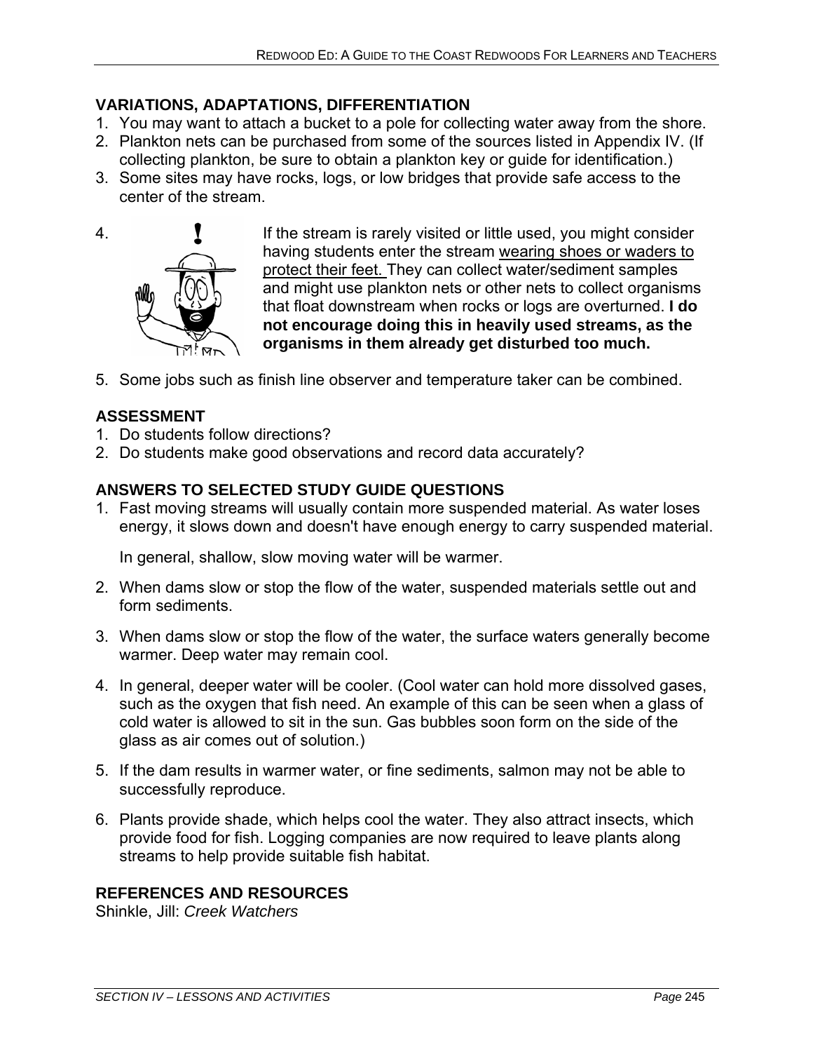## VARIATIONS, ADAPTATIONS, DIFFERENTIATION

1. You may want to attach a bucket to a pole for collecting water away from the shore.
2. Plankton nets can be purchased from some of the sources listed in Appendix IV. (If collecting plankton, be sure to obtain a plankton key or guide for identification.)
3. Some sites may have rocks, logs, or low bridges that provide safe access to the center of the stream.
4. If the stream is rarely visited or little used, you might consider having students enter the stream wearing shoes or waders to protect their feet. They can collect water/sediment samples and might use plankton nets or other nets to collect organisms that float downstream when rocks or logs are overturned. **I do not encourage doing this in heavily used streams, as the organisms in them already get disturbed too much.**
5. Some jobs such as finish line observer and temperature taker can be combined.

## ASSESSMENT

1. Do students follow directions?
2. Do students make good observations and record data accurately?

## ANSWERS TO SELECTED STUDY GUIDE QUESTIONS

1. Fast moving streams will usually contain more suspended material. As water loses energy, it slows down and doesn't have enough energy to carry suspended material.

   In general, shallow, slow moving water will be warmer.

2. When dams slow or stop the flow of the water, suspended materials settle out and form sediments.

3. When dams slow or stop the flow of the water, the surface waters generally become warmer. Deep water may remain cool.

4. In general, deeper water will be cooler. (Cool water can hold more dissolved gases, such as the oxygen that fish need. An example of this can be seen when a glass of cold water is allowed to sit in the sun. Gas bubbles soon form on the side of the glass as air comes out of solution.)

5. If the dam results in warmer water, or fine sediments, salmon may not be able to successfully reproduce.

6. Plants provide shade, which helps cool the water. They also attract insects, which provide food for fish. Logging companies are now required to leave plants along streams to help provide suitable fish habitat.

## REFERENCES AND RESOURCES

Shinkle, Jill: *Creek Watchers*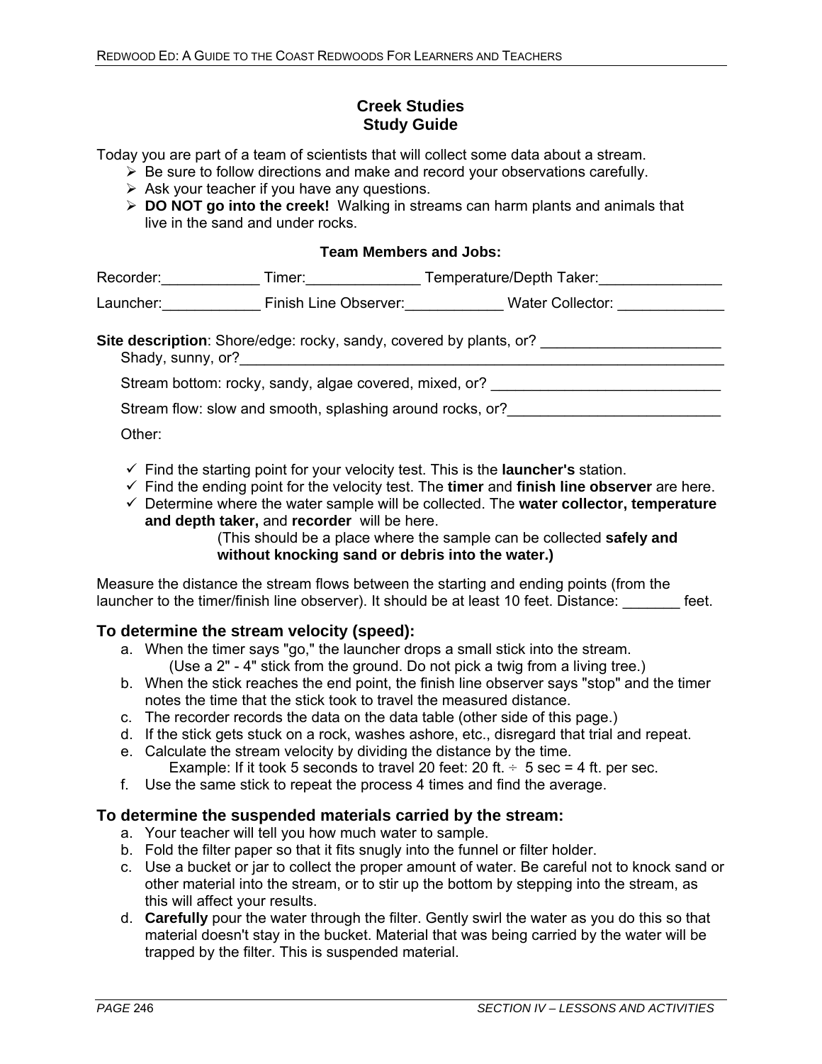# Creek Studies
## Study Guide

Today you are part of a team of scientists that will collect some data about a stream.

- Be sure to follow directions and make and record your observations carefully.
- Ask your teacher if you have any questions.
- **DO NOT go into the creek!** Walking in streams can harm plants and animals that live in the sand and under rocks.

**Team Members and Jobs:**

Recorder:____________ Timer:______________ Temperature/Depth Taker:_______________

Launcher:____________ Finish Line Observer:____________ Water Collector: _____________

**Site description**: Shore/edge: rocky, sandy, covered by plants, or? ______________________
Shady, sunny, or?_______________________________________________________________

Stream bottom: rocky, sandy, algae covered, mixed, or? ____________________________

Stream flow: slow and smooth, splashing around rocks, or?__________________________

Other:

- ✓ Find the starting point for your velocity test. This is the **launcher's** station.
- ✓ Find the ending point for the velocity test. The **timer** and **finish line observer** are here.
- ✓ Determine where the water sample will be collected. The **water collector, temperature and depth taker,** and **recorder** will be here.
  (This should be a place where the sample can be collected **safely and without knocking sand or debris into the water.)**

Measure the distance the stream flows between the starting and ending points (from the launcher to the timer/finish line observer). It should be at least 10 feet. Distance: _______ feet.

### To determine the stream velocity (speed):

a. When the timer says "go," the launcher drops a small stick into the stream.
   (Use a 2" - 4" stick from the ground. Do not pick a twig from a living tree.)
b. When the stick reaches the end point, the finish line observer says "stop" and the timer notes the time that the stick took to travel the measured distance.
c. The recorder records the data on the data table (other side of this page.)
d. If the stick gets stuck on a rock, washes ashore, etc., disregard that trial and repeat.
e. Calculate the stream velocity by dividing the distance by the time.
   Example: If it took 5 seconds to travel 20 feet: 20 ft. ÷ 5 sec = 4 ft. per sec.
f. Use the same stick to repeat the process 4 times and find the average.

### To determine the suspended materials carried by the stream:

a. Your teacher will tell you how much water to sample.
b. Fold the filter paper so that it fits snugly into the funnel or filter holder.
c. Use a bucket or jar to collect the proper amount of water. Be careful not to knock sand or other material into the stream, or to stir up the bottom by stepping into the stream, as this will affect your results.
d. **Carefully** pour the water through the filter. Gently swirl the water as you do this so that material doesn't stay in the bucket. Material that was being carried by the water will be trapped by the filter. This is suspended material.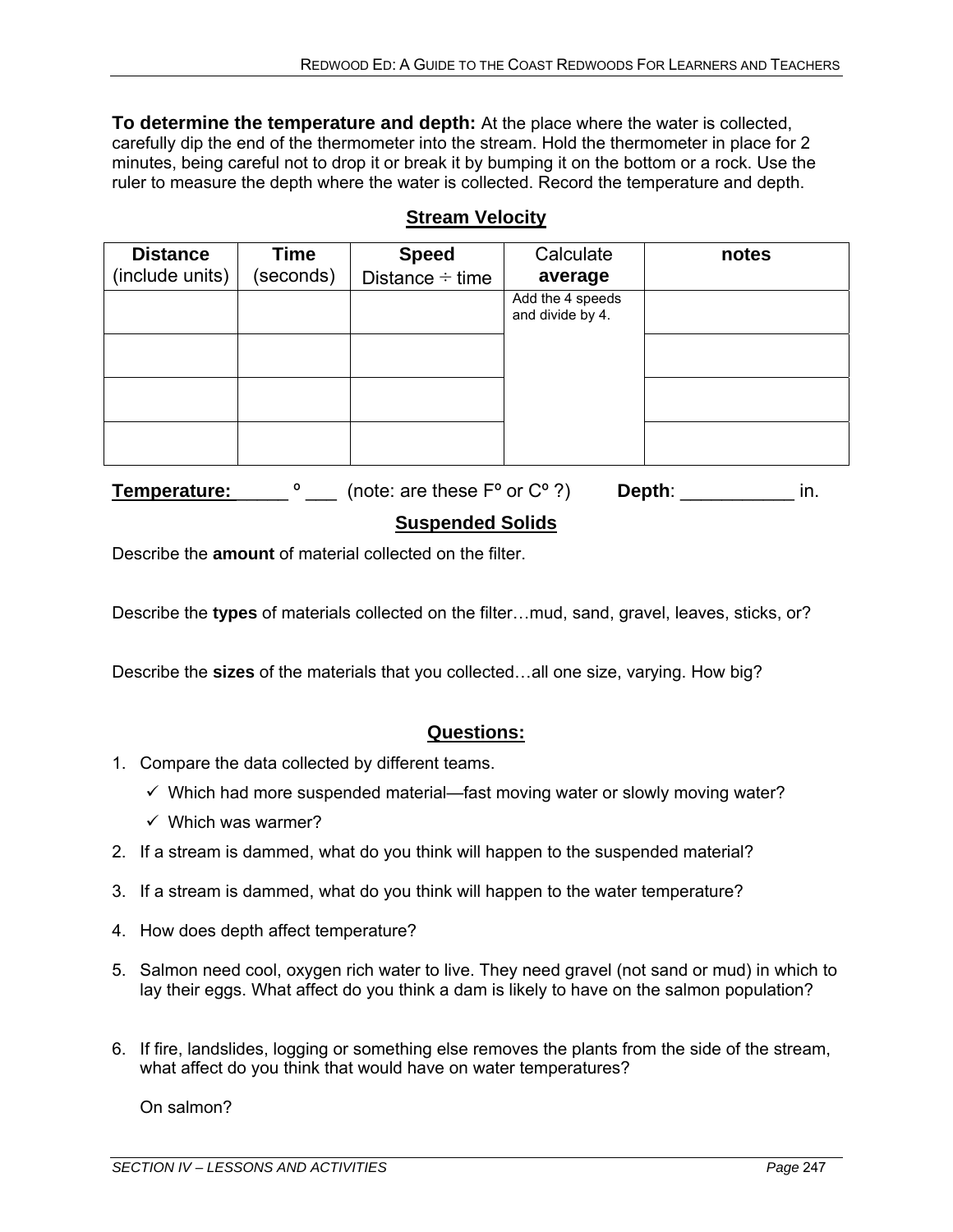**To determine the temperature and depth:** At the place where the water is collected, carefully dip the end of the thermometer into the stream. Hold the thermometer in place for 2 minutes, being careful not to drop it or break it by bumping it on the bottom or a rock. Use the ruler to measure the depth where the water is collected. Record the temperature and depth.

## Stream Velocity

| **Distance** (include units) | **Time** (seconds) | **Speed** Distance ÷ time | Calculate **average** | **notes** |
|---|---|---|---|---|
| | | | Add the 4 speeds and divide by 4. | |
| | | | | |
| | | | | |
| | | | | |

**Temperature:**\_\_\_\_\_ º \_\_\_ (note: are these Fº or Cº ?) **Depth**: \_\_\_\_\_\_\_\_\_\_\_ in.

## Suspended Solids

Describe the **amount** of material collected on the filter.

Describe the **types** of materials collected on the filter…mud, sand, gravel, leaves, sticks, or?

Describe the **sizes** of the materials that you collected…all one size, varying. How big?

## Questions:

1. Compare the data collected by different teams.
   - ✓ Which had more suspended material—fast moving water or slowly moving water?
   - ✓ Which was warmer?
2. If a stream is dammed, what do you think will happen to the suspended material?
3. If a stream is dammed, what do you think will happen to the water temperature?
4. How does depth affect temperature?
5. Salmon need cool, oxygen rich water to live. They need gravel (not sand or mud) in which to lay their eggs. What affect do you think a dam is likely to have on the salmon population?
6. If fire, landslides, logging or something else removes the plants from the side of the stream, what affect do you think that would have on water temperatures?

   On salmon?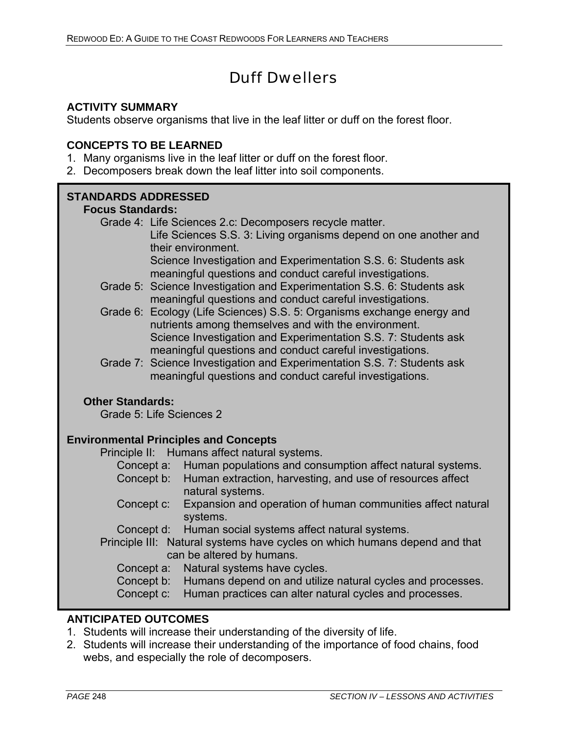# Duff Dwellers

**ACTIVITY SUMMARY**
Students observe organisms that live in the leaf litter or duff on the forest floor.

**CONCEPTS TO BE LEARNED**
1. Many organisms live in the leaf litter or duff on the forest floor.
2. Decomposers break down the leaf litter into soil components.

**STANDARDS ADDRESSED**

**Focus Standards:**

Grade 4: Life Sciences 2.c: Decomposers recycle matter.
Life Sciences S.S. 3: Living organisms depend on one another and their environment.
Science Investigation and Experimentation S.S. 6: Students ask meaningful questions and conduct careful investigations.

Grade 5: Science Investigation and Experimentation S.S. 6: Students ask meaningful questions and conduct careful investigations.

Grade 6: Ecology (Life Sciences) S.S. 5: Organisms exchange energy and nutrients among themselves and with the environment.
Science Investigation and Experimentation S.S. 7: Students ask meaningful questions and conduct careful investigations.

Grade 7: Science Investigation and Experimentation S.S. 7: Students ask meaningful questions and conduct careful investigations.

**Other Standards:**

Grade 5: Life Sciences 2

**Environmental Principles and Concepts**

Principle II: Humans affect natural systems.
- Concept a: Human populations and consumption affect natural systems.
- Concept b: Human extraction, harvesting, and use of resources affect natural systems.
- Concept c: Expansion and operation of human communities affect natural systems.
- Concept d: Human social systems affect natural systems.

Principle III: Natural systems have cycles on which humans depend and that can be altered by humans.
- Concept a: Natural systems have cycles.
- Concept b: Humans depend on and utilize natural cycles and processes.
- Concept c: Human practices can alter natural cycles and processes.

**ANTICIPATED OUTCOMES**
1. Students will increase their understanding of the diversity of life.
2. Students will increase their understanding of the importance of food chains, food webs, and especially the role of decomposers.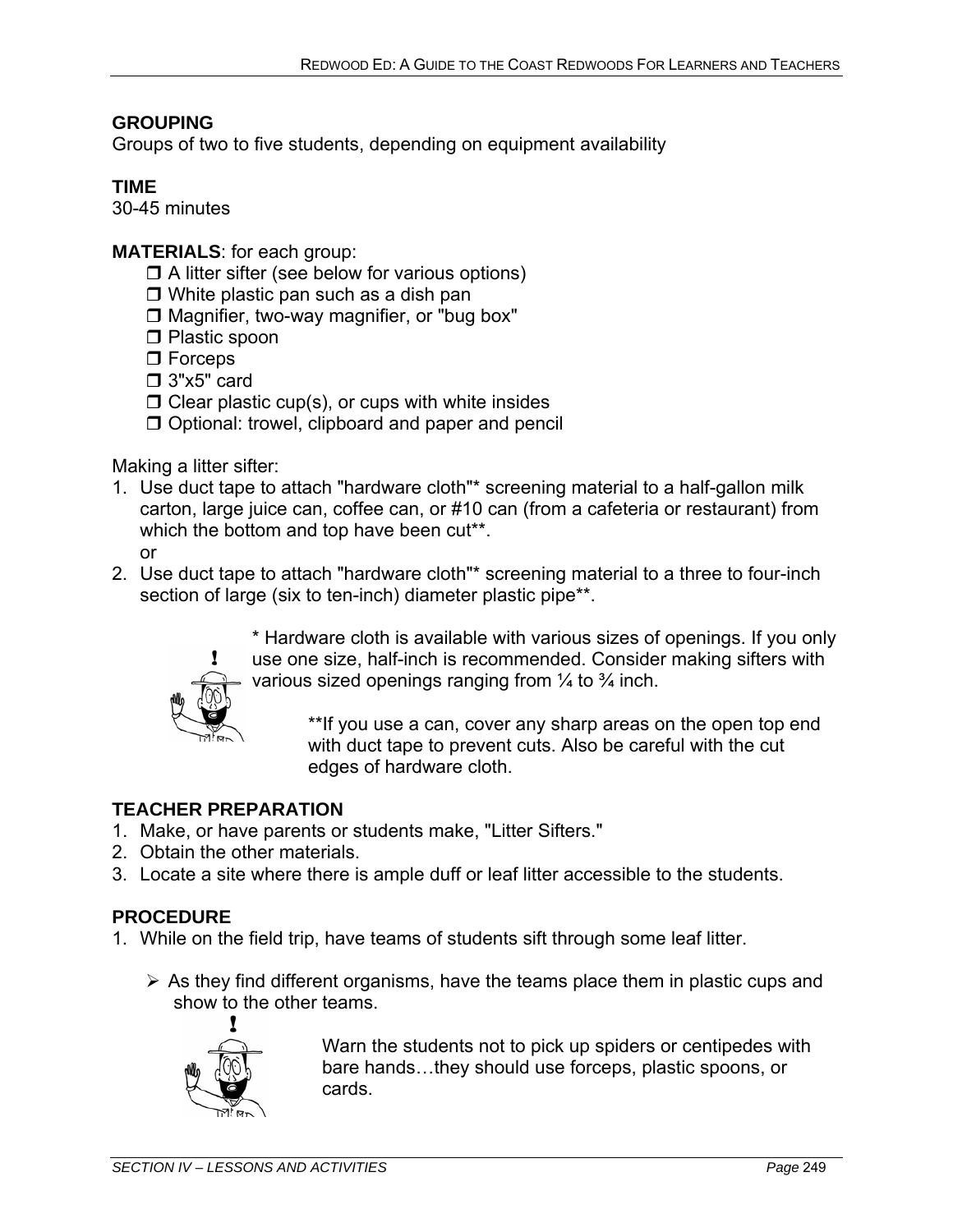**GROUPING**
Groups of two to five students, depending on equipment availability

**TIME**
30-45 minutes

**MATERIALS**: for each group:

- ❒ A litter sifter (see below for various options)
- ❒ White plastic pan such as a dish pan
- ❒ Magnifier, two-way magnifier, or "bug box"
- ❒ Plastic spoon
- ❒ Forceps
- ❒ 3"x5" card
- ❒ Clear plastic cup(s), or cups with white insides
- ❒ Optional: trowel, clipboard and paper and pencil

Making a litter sifter:

1. Use duct tape to attach "hardware cloth"* screening material to a half-gallon milk carton, large juice can, coffee can, or #10 can (from a cafeteria or restaurant) from which the bottom and top have been cut**.
   or
2. Use duct tape to attach "hardware cloth"* screening material to a three to four-inch section of large (six to ten-inch) diameter plastic pipe**.

\* Hardware cloth is available with various sizes of openings. If you only use one size, half-inch is recommended. Consider making sifters with various sized openings ranging from ¼ to ¾ inch.

**If you use a can, cover any sharp areas on the open top end with duct tape to prevent cuts. Also be careful with the cut edges of hardware cloth.

**TEACHER PREPARATION**

1. Make, or have parents or students make, "Litter Sifters."
2. Obtain the other materials.
3. Locate a site where there is ample duff or leaf litter accessible to the students.

**PROCEDURE**

1. While on the field trip, have teams of students sift through some leaf litter.

   - As they find different organisms, have the teams place them in plastic cups and show to the other teams.

Warn the students not to pick up spiders or centipedes with bare hands…they should use forceps, plastic spoons, or cards.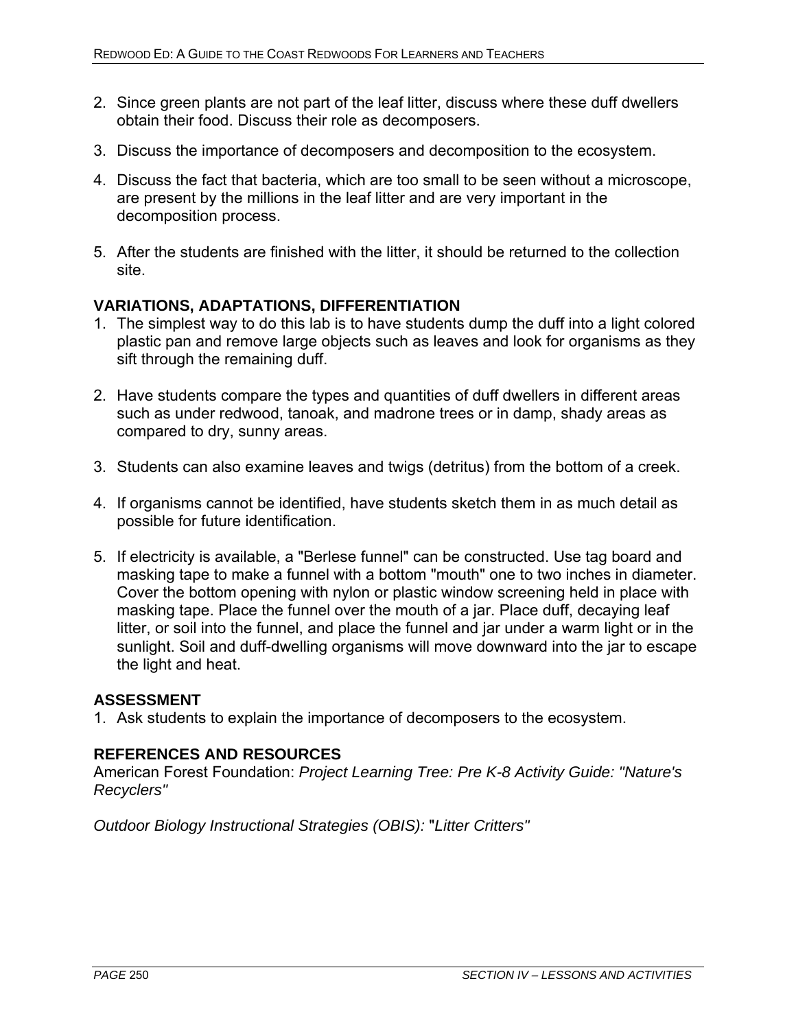2. Since green plants are not part of the leaf litter, discuss where these duff dwellers obtain their food. Discuss their role as decomposers.

3. Discuss the importance of decomposers and decomposition to the ecosystem.

4. Discuss the fact that bacteria, which are too small to be seen without a microscope, are present by the millions in the leaf litter and are very important in the decomposition process.

5. After the students are finished with the litter, it should be returned to the collection site.

## VARIATIONS, ADAPTATIONS, DIFFERENTIATION

1. The simplest way to do this lab is to have students dump the duff into a light colored plastic pan and remove large objects such as leaves and look for organisms as they sift through the remaining duff.

2. Have students compare the types and quantities of duff dwellers in different areas such as under redwood, tanoak, and madrone trees or in damp, shady areas as compared to dry, sunny areas.

3. Students can also examine leaves and twigs (detritus) from the bottom of a creek.

4. If organisms cannot be identified, have students sketch them in as much detail as possible for future identification.

5. If electricity is available, a "Berlese funnel" can be constructed. Use tag board and masking tape to make a funnel with a bottom "mouth" one to two inches in diameter. Cover the bottom opening with nylon or plastic window screening held in place with masking tape. Place the funnel over the mouth of a jar. Place duff, decaying leaf litter, or soil into the funnel, and place the funnel and jar under a warm light or in the sunlight. Soil and duff-dwelling organisms will move downward into the jar to escape the light and heat.

## ASSESSMENT

1. Ask students to explain the importance of decomposers to the ecosystem.

## REFERENCES AND RESOURCES

American Forest Foundation: *Project Learning Tree: Pre K-8 Activity Guide: "Nature's Recyclers"*

*Outdoor Biology Instructional Strategies (OBIS):* "*Litter Critters"*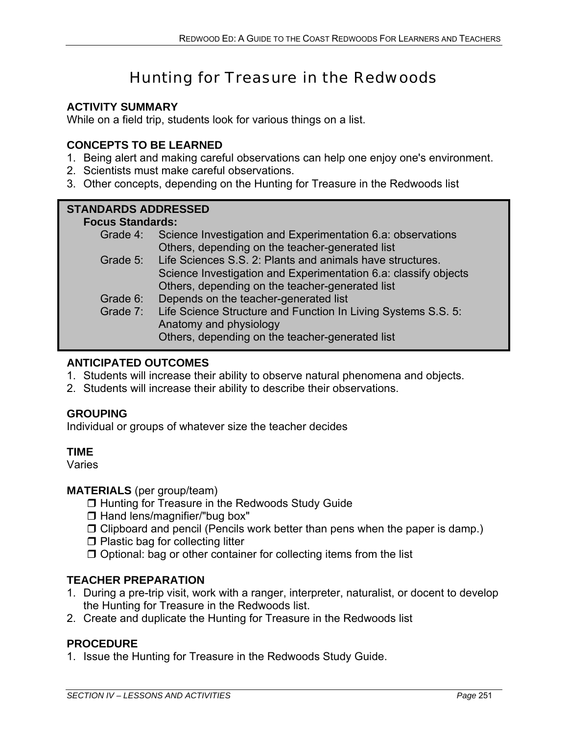# Hunting for Treasure in the Redwoods

**ACTIVITY SUMMARY**
While on a field trip, students look for various things on a list.

**CONCEPTS TO BE LEARNED**
1. Being alert and making careful observations can help one enjoy one's environment.
2. Scientists must make careful observations.
3. Other concepts, depending on the Hunting for Treasure in the Redwoods list

**STANDARDS ADDRESSED**

**Focus Standards:**

| | |
|---|---|
| Grade 4: | Science Investigation and Experimentation 6.a: observations<br>Others, depending on the teacher-generated list |
| Grade 5: | Life Sciences S.S. 2: Plants and animals have structures.<br>Science Investigation and Experimentation 6.a: classify objects<br>Others, depending on the teacher-generated list |
| Grade 6: | Depends on the teacher-generated list |
| Grade 7: | Life Science Structure and Function In Living Systems S.S. 5: Anatomy and physiology<br>Others, depending on the teacher-generated list |

**ANTICIPATED OUTCOMES**
1. Students will increase their ability to observe natural phenomena and objects.
2. Students will increase their ability to describe their observations.

**GROUPING**
Individual or groups of whatever size the teacher decides

**TIME**
Varies

**MATERIALS** (per group/team)
- ❒ Hunting for Treasure in the Redwoods Study Guide
- ❒ Hand lens/magnifier/"bug box"
- ❒ Clipboard and pencil (Pencils work better than pens when the paper is damp.)
- ❒ Plastic bag for collecting litter
- ❒ Optional: bag or other container for collecting items from the list

**TEACHER PREPARATION**
1. During a pre-trip visit, work with a ranger, interpreter, naturalist, or docent to develop the Hunting for Treasure in the Redwoods list.
2. Create and duplicate the Hunting for Treasure in the Redwoods list

**PROCEDURE**
1. Issue the Hunting for Treasure in the Redwoods Study Guide.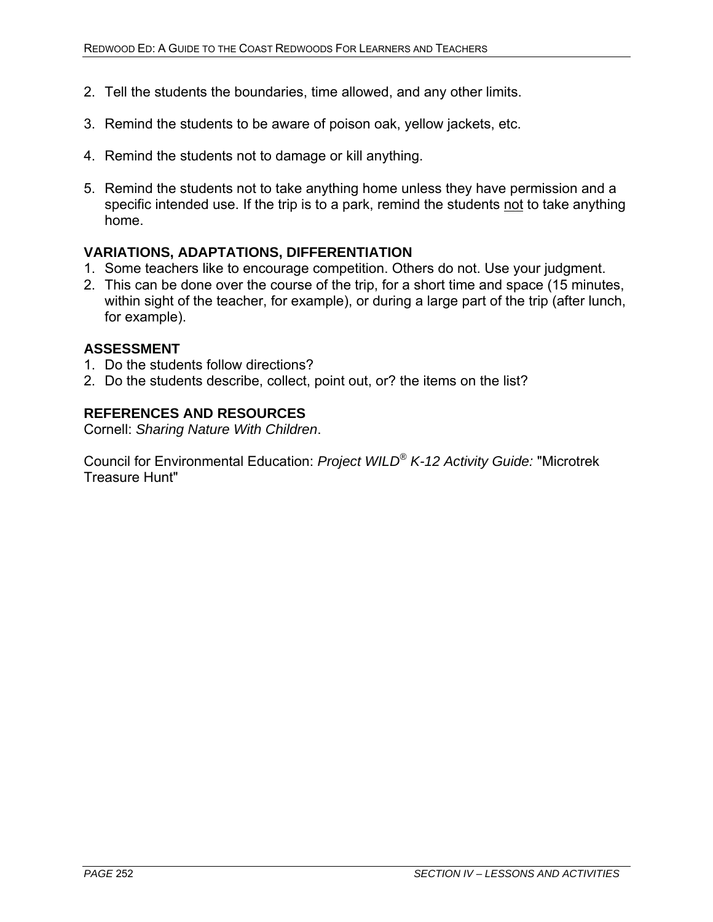2. Tell the students the boundaries, time allowed, and any other limits.

3. Remind the students to be aware of poison oak, yellow jackets, etc.

4. Remind the students not to damage or kill anything.

5. Remind the students not to take anything home unless they have permission and a specific intended use. If the trip is to a park, remind the students <u>not</u> to take anything home.

**VARIATIONS, ADAPTATIONS, DIFFERENTIATION**

1. Some teachers like to encourage competition. Others do not. Use your judgment.
2. This can be done over the course of the trip, for a short time and space (15 minutes, within sight of the teacher, for example), or during a large part of the trip (after lunch, for example).

**ASSESSMENT**

1. Do the students follow directions?
2. Do the students describe, collect, point out, or? the items on the list?

**REFERENCES AND RESOURCES**

Cornell: *Sharing Nature With Children*.

Council for Environmental Education: *Project WILD® K-12 Activity Guide:* "Microtrek Treasure Hunt"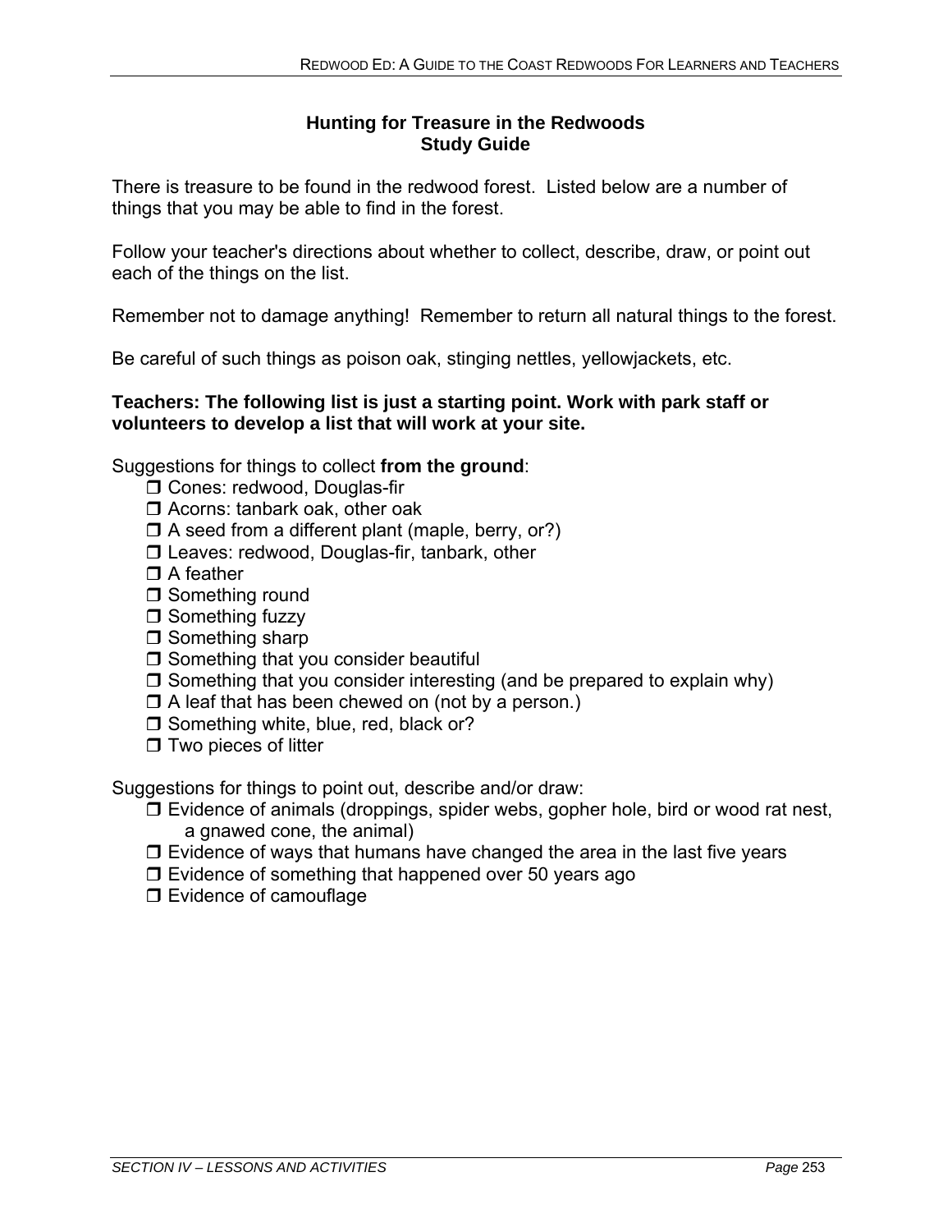## Hunting for Treasure in the Redwoods
## Study Guide

There is treasure to be found in the redwood forest. Listed below are a number of things that you may be able to find in the forest.

Follow your teacher's directions about whether to collect, describe, draw, or point out each of the things on the list.

Remember not to damage anything! Remember to return all natural things to the forest.

Be careful of such things as poison oak, stinging nettles, yellowjackets, etc.

**Teachers: The following list is just a starting point. Work with park staff or volunteers to develop a list that will work at your site.**

Suggestions for things to collect **from the ground**:

- ❒ Cones: redwood, Douglas-fir
- ❒ Acorns: tanbark oak, other oak
- ❒ A seed from a different plant (maple, berry, or?)
- ❒ Leaves: redwood, Douglas-fir, tanbark, other
- ❒ A feather
- ❒ Something round
- ❒ Something fuzzy
- ❒ Something sharp
- ❒ Something that you consider beautiful
- ❒ Something that you consider interesting (and be prepared to explain why)
- ❒ A leaf that has been chewed on (not by a person.)
- ❒ Something white, blue, red, black or?
- ❒ Two pieces of litter

Suggestions for things to point out, describe and/or draw:

- ❒ Evidence of animals (droppings, spider webs, gopher hole, bird or wood rat nest, a gnawed cone, the animal)
- ❒ Evidence of ways that humans have changed the area in the last five years
- ❒ Evidence of something that happened over 50 years ago
- ❒ Evidence of camouflage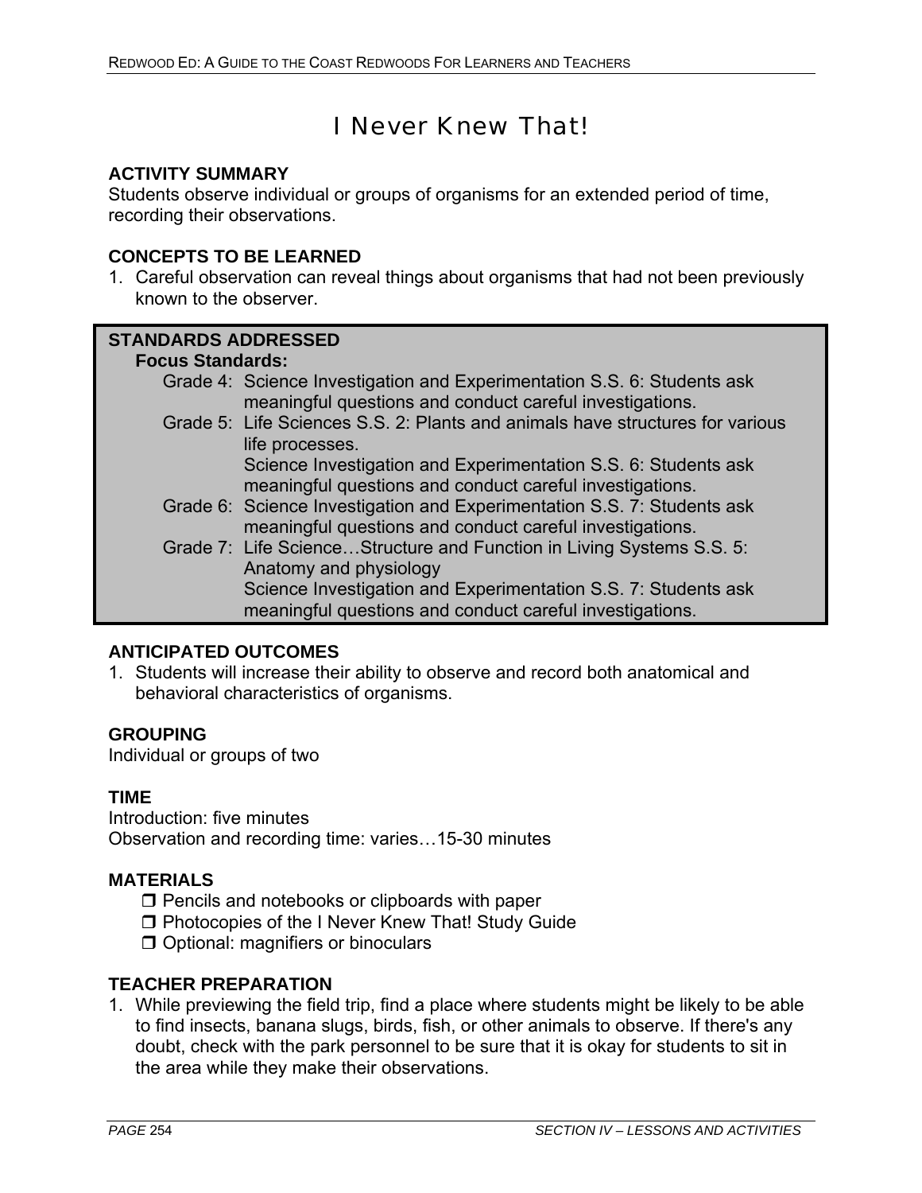# I Never Knew That!

**ACTIVITY SUMMARY**

Students observe individual or groups of organisms for an extended period of time, recording their observations.

**CONCEPTS TO BE LEARNED**

1. Careful observation can reveal things about organisms that had not been previously known to the observer.

**STANDARDS ADDRESSED**

**Focus Standards:**

- Grade 4: Science Investigation and Experimentation S.S. 6: Students ask meaningful questions and conduct careful investigations.
- Grade 5: Life Sciences S.S. 2: Plants and animals have structures for various life processes.
  Science Investigation and Experimentation S.S. 6: Students ask meaningful questions and conduct careful investigations.
- Grade 6: Science Investigation and Experimentation S.S. 7: Students ask meaningful questions and conduct careful investigations.
- Grade 7: Life Science…Structure and Function in Living Systems S.S. 5: Anatomy and physiology
  Science Investigation and Experimentation S.S. 7: Students ask meaningful questions and conduct careful investigations.

**ANTICIPATED OUTCOMES**

1. Students will increase their ability to observe and record both anatomical and behavioral characteristics of organisms.

**GROUPING**

Individual or groups of two

**TIME**

Introduction: five minutes
Observation and recording time: varies…15-30 minutes

**MATERIALS**

- ❐ Pencils and notebooks or clipboards with paper
- ❐ Photocopies of the I Never Knew That! Study Guide
- ❐ Optional: magnifiers or binoculars

**TEACHER PREPARATION**

1. While previewing the field trip, find a place where students might be likely to be able to find insects, banana slugs, birds, fish, or other animals to observe. If there's any doubt, check with the park personnel to be sure that it is okay for students to sit in the area while they make their observations.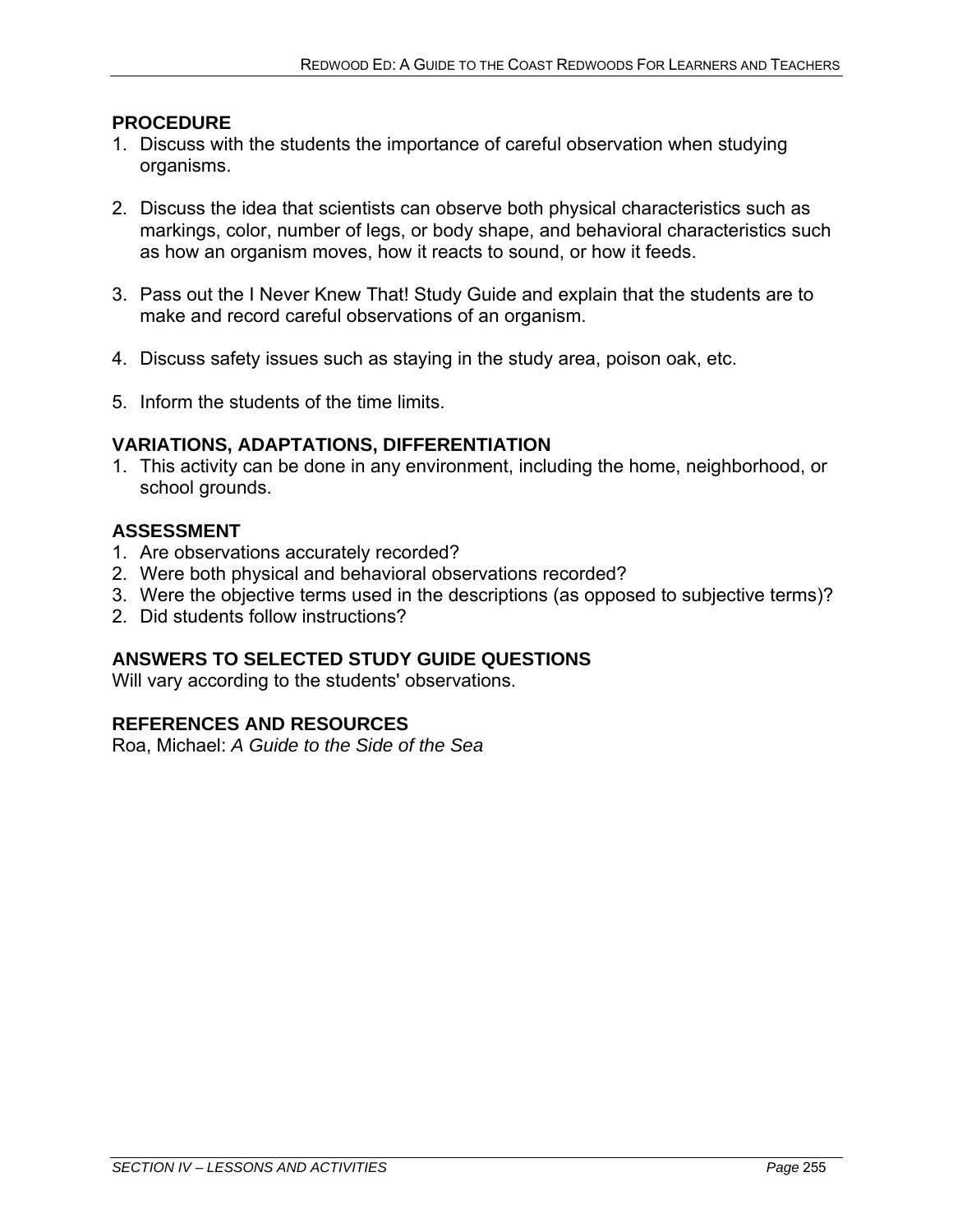## PROCEDURE

1. Discuss with the students the importance of careful observation when studying organisms.

2. Discuss the idea that scientists can observe both physical characteristics such as markings, color, number of legs, or body shape, and behavioral characteristics such as how an organism moves, how it reacts to sound, or how it feeds.

3. Pass out the I Never Knew That! Study Guide and explain that the students are to make and record careful observations of an organism.

4. Discuss safety issues such as staying in the study area, poison oak, etc.

5. Inform the students of the time limits.

## VARIATIONS, ADAPTATIONS, DIFFERENTIATION

1. This activity can be done in any environment, including the home, neighborhood, or school grounds.

## ASSESSMENT

1. Are observations accurately recorded?
2. Were both physical and behavioral observations recorded?
3. Were the objective terms used in the descriptions (as opposed to subjective terms)?
2. Did students follow instructions?

## ANSWERS TO SELECTED STUDY GUIDE QUESTIONS

Will vary according to the students' observations.

## REFERENCES AND RESOURCES

Roa, Michael: *A Guide to the Side of the Sea*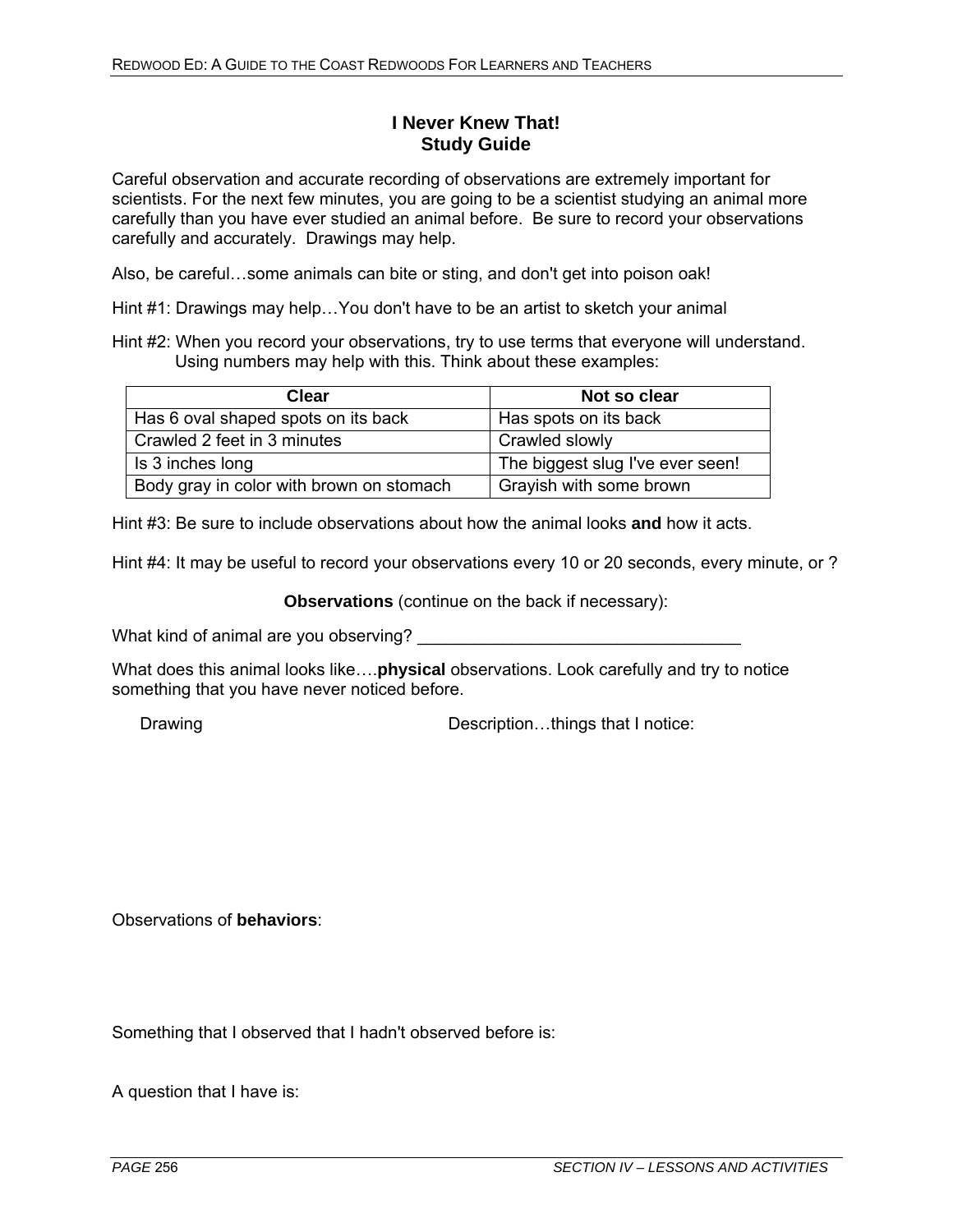## I Never Knew That!
## Study Guide

Careful observation and accurate recording of observations are extremely important for scientists. For the next few minutes, you are going to be a scientist studying an animal more carefully than you have ever studied an animal before. Be sure to record your observations carefully and accurately. Drawings may help.

Also, be careful…some animals can bite or sting, and don't get into poison oak!

Hint #1: Drawings may help…You don't have to be an artist to sketch your animal

Hint #2: When you record your observations, try to use terms that everyone will understand. Using numbers may help with this. Think about these examples:

| Clear | Not so clear |
|---|---|
| Has 6 oval shaped spots on its back | Has spots on its back |
| Crawled 2 feet in 3 minutes | Crawled slowly |
| Is 3 inches long | The biggest slug I've ever seen! |
| Body gray in color with brown on stomach | Grayish with some brown |

Hint #3: Be sure to include observations about how the animal looks **and** how it acts.

Hint #4: It may be useful to record your observations every 10 or 20 seconds, every minute, or ?

**Observations** (continue on the back if necessary):

What kind of animal are you observing? ___________________________________

What does this animal looks like….**physical** observations. Look carefully and try to notice something that you have never noticed before.

Drawing

Description…things that I notice:

Observations of **behaviors**:

Something that I observed that I hadn't observed before is:

A question that I have is: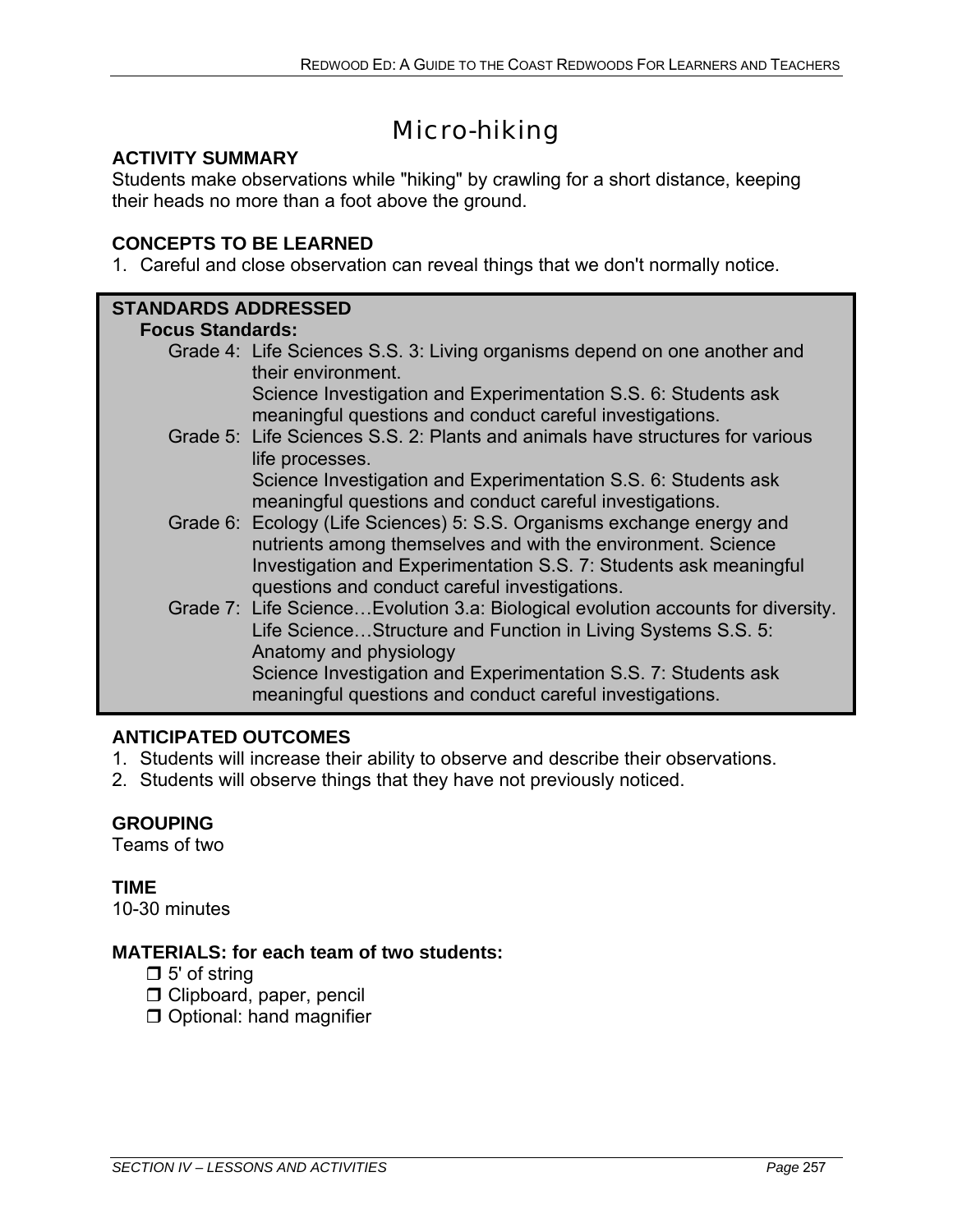# Micro-hiking

**ACTIVITY SUMMARY**
Students make observations while "hiking" by crawling for a short distance, keeping their heads no more than a foot above the ground.

**CONCEPTS TO BE LEARNED**

1. Careful and close observation can reveal things that we don't normally notice.

**STANDARDS ADDRESSED**

**Focus Standards:**

Grade 4: Life Sciences S.S. 3: Living organisms depend on one another and their environment.
Science Investigation and Experimentation S.S. 6: Students ask meaningful questions and conduct careful investigations.

Grade 5: Life Sciences S.S. 2: Plants and animals have structures for various life processes.
Science Investigation and Experimentation S.S. 6: Students ask meaningful questions and conduct careful investigations.

Grade 6: Ecology (Life Sciences) 5: S.S. Organisms exchange energy and nutrients among themselves and with the environment. Science Investigation and Experimentation S.S. 7: Students ask meaningful questions and conduct careful investigations.

Grade 7: Life Science…Evolution 3.a: Biological evolution accounts for diversity.
Life Science…Structure and Function in Living Systems S.S. 5: Anatomy and physiology
Science Investigation and Experimentation S.S. 7: Students ask meaningful questions and conduct careful investigations.

**ANTICIPATED OUTCOMES**

1. Students will increase their ability to observe and describe their observations.
2. Students will observe things that they have not previously noticed.

**GROUPING**
Teams of two

**TIME**
10-30 minutes

**MATERIALS: for each team of two students:**

- ❒ 5' of string
- ❒ Clipboard, paper, pencil
- ❒ Optional: hand magnifier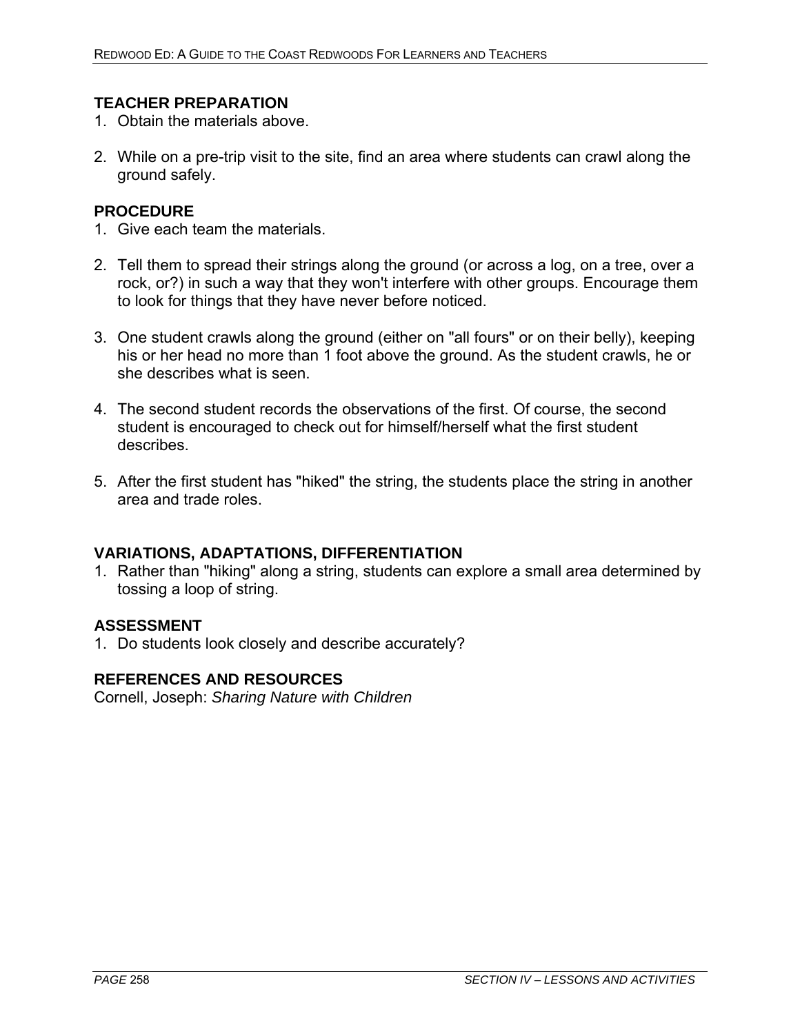## TEACHER PREPARATION

1. Obtain the materials above.

2. While on a pre-trip visit to the site, find an area where students can crawl along the ground safely.

## PROCEDURE

1. Give each team the materials.

2. Tell them to spread their strings along the ground (or across a log, on a tree, over a rock, or?) in such a way that they won't interfere with other groups. Encourage them to look for things that they have never before noticed.

3. One student crawls along the ground (either on "all fours" or on their belly), keeping his or her head no more than 1 foot above the ground. As the student crawls, he or she describes what is seen.

4. The second student records the observations of the first. Of course, the second student is encouraged to check out for himself/herself what the first student describes.

5. After the first student has "hiked" the string, the students place the string in another area and trade roles.

## VARIATIONS, ADAPTATIONS, DIFFERENTIATION

1. Rather than "hiking" along a string, students can explore a small area determined by tossing a loop of string.

## ASSESSMENT

1. Do students look closely and describe accurately?

## REFERENCES AND RESOURCES

Cornell, Joseph: *Sharing Nature with Children*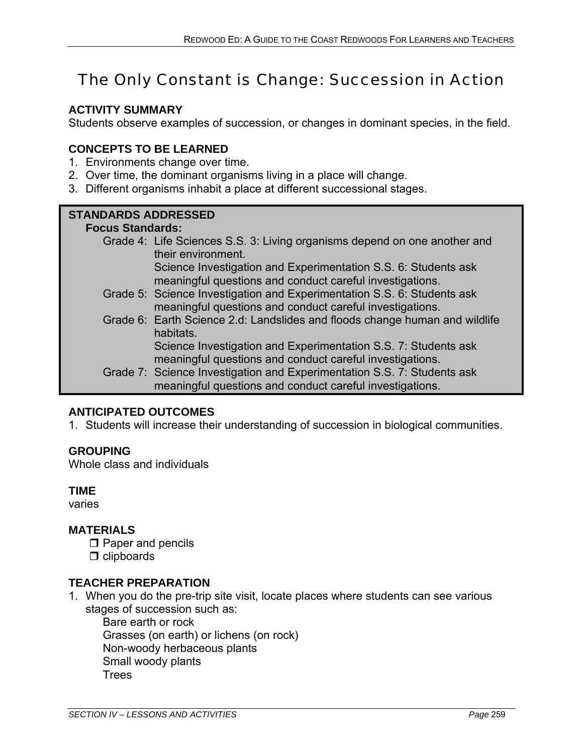# The Only Constant is Change: Succession in Action

**ACTIVITY SUMMARY**
Students observe examples of succession, or changes in dominant species, in the field.

**CONCEPTS TO BE LEARNED**
1. Environments change over time.
2. Over time, the dominant organisms living in a place will change.
3. Different organisms inhabit a place at different successional stages.

**STANDARDS ADDRESSED**

**Focus Standards:**

Grade 4: Life Sciences S.S. 3: Living organisms depend on one another and their environment.
Science Investigation and Experimentation S.S. 6: Students ask meaningful questions and conduct careful investigations.

Grade 5: Science Investigation and Experimentation S.S. 6: Students ask meaningful questions and conduct careful investigations.

Grade 6: Earth Science 2.d: Landslides and floods change human and wildlife habitats.
Science Investigation and Experimentation S.S. 7: Students ask meaningful questions and conduct careful investigations.

Grade 7: Science Investigation and Experimentation S.S. 7: Students ask meaningful questions and conduct careful investigations.

**ANTICIPATED OUTCOMES**
1. Students will increase their understanding of succession in biological communities.

**GROUPING**
Whole class and individuals

**TIME**
varies

**MATERIALS**
- ❒ Paper and pencils
- ❒ clipboards

**TEACHER PREPARATION**
1. When you do the pre-trip site visit, locate places where students can see various stages of succession such as:
   - Bare earth or rock
   - Grasses (on earth) or lichens (on rock)
   - Non-woody herbaceous plants
   - Small woody plants
   - Trees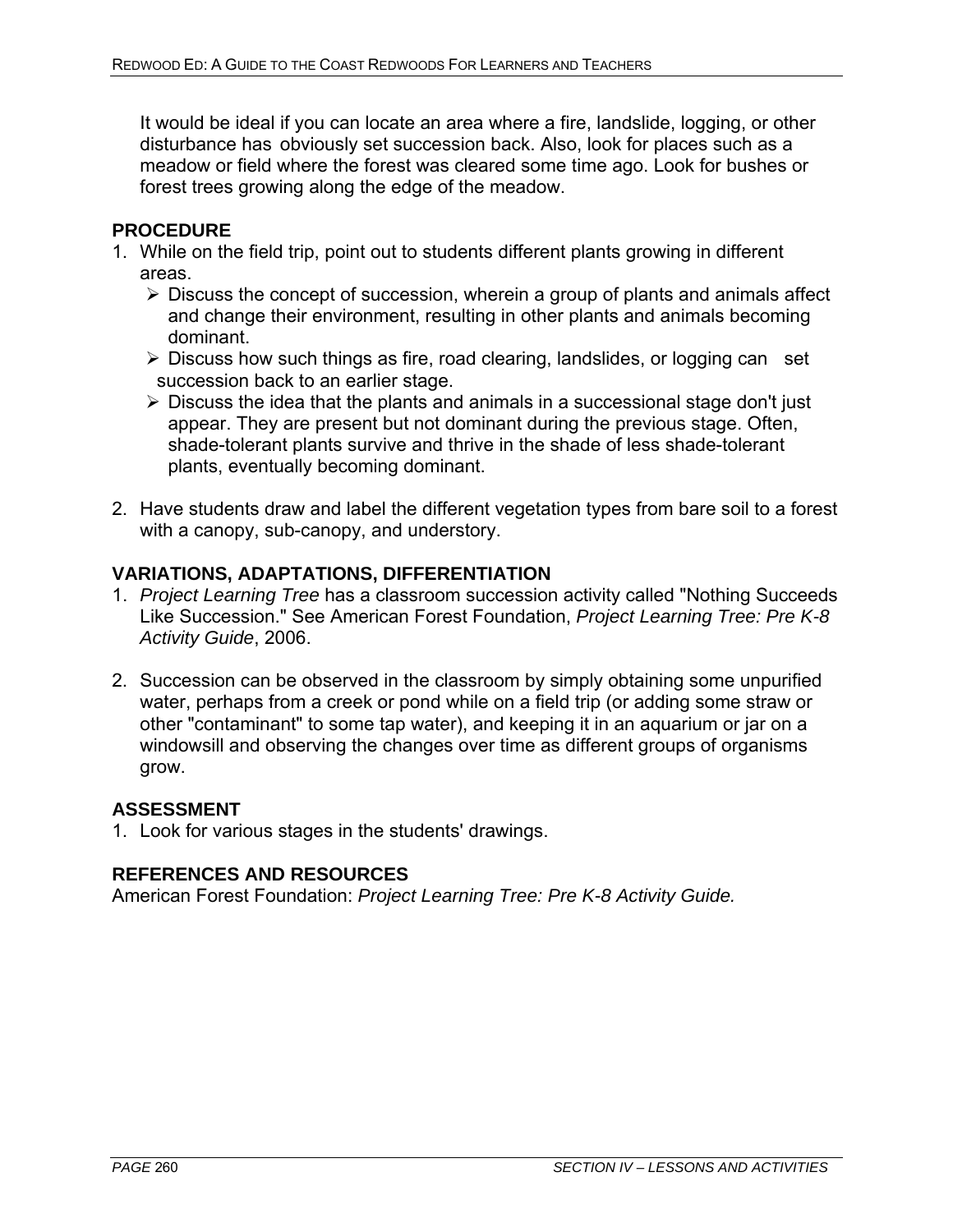It would be ideal if you can locate an area where a fire, landslide, logging, or other disturbance has obviously set succession back. Also, look for places such as a meadow or field where the forest was cleared some time ago. Look for bushes or forest trees growing along the edge of the meadow.

## PROCEDURE

1. While on the field trip, point out to students different plants growing in different areas.
   - Discuss the concept of succession, wherein a group of plants and animals affect and change their environment, resulting in other plants and animals becoming dominant.
   - Discuss how such things as fire, road clearing, landslides, or logging can set succession back to an earlier stage.
   - Discuss the idea that the plants and animals in a successional stage don't just appear. They are present but not dominant during the previous stage. Often, shade-tolerant plants survive and thrive in the shade of less shade-tolerant plants, eventually becoming dominant.

2. Have students draw and label the different vegetation types from bare soil to a forest with a canopy, sub-canopy, and understory.

## VARIATIONS, ADAPTATIONS, DIFFERENTIATION

1. *Project Learning Tree* has a classroom succession activity called "Nothing Succeeds Like Succession." See American Forest Foundation, *Project Learning Tree: Pre K-8 Activity Guide*, 2006.

2. Succession can be observed in the classroom by simply obtaining some unpurified water, perhaps from a creek or pond while on a field trip (or adding some straw or other "contaminant" to some tap water), and keeping it in an aquarium or jar on a windowsill and observing the changes over time as different groups of organisms grow.

## ASSESSMENT

1. Look for various stages in the students' drawings.

## REFERENCES AND RESOURCES

American Forest Foundation: *Project Learning Tree: Pre K-8 Activity Guide.*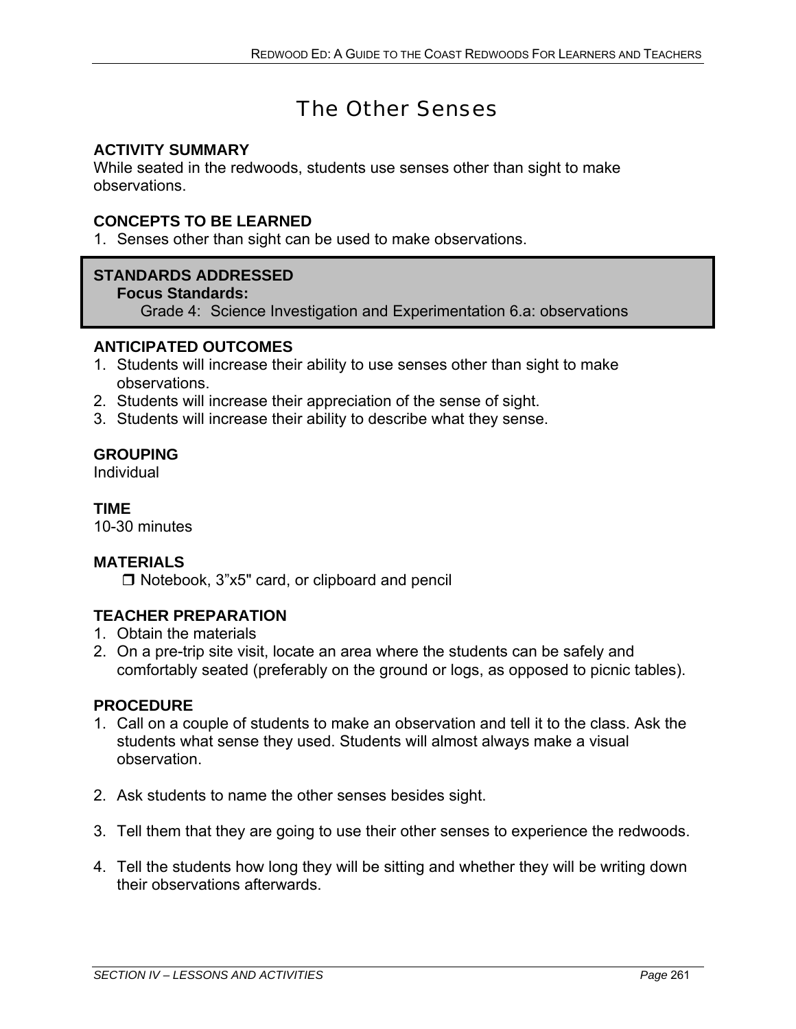# The Other Senses

**ACTIVITY SUMMARY**
While seated in the redwoods, students use senses other than sight to make observations.

**CONCEPTS TO BE LEARNED**
1. Senses other than sight can be used to make observations.

**STANDARDS ADDRESSED**
**Focus Standards:**
Grade 4: Science Investigation and Experimentation 6.a: observations

**ANTICIPATED OUTCOMES**
1. Students will increase their ability to use senses other than sight to make observations.
2. Students will increase their appreciation of the sense of sight.
3. Students will increase their ability to describe what they sense.

**GROUPING**
Individual

**TIME**
10-30 minutes

**MATERIALS**
- ❒ Notebook, 3”x5" card, or clipboard and pencil

**TEACHER PREPARATION**
1. Obtain the materials
2. On a pre-trip site visit, locate an area where the students can be safely and comfortably seated (preferably on the ground or logs, as opposed to picnic tables).

**PROCEDURE**
1. Call on a couple of students to make an observation and tell it to the class. Ask the students what sense they used. Students will almost always make a visual observation.

2. Ask students to name the other senses besides sight.

3. Tell them that they are going to use their other senses to experience the redwoods.

4. Tell the students how long they will be sitting and whether they will be writing down their observations afterwards.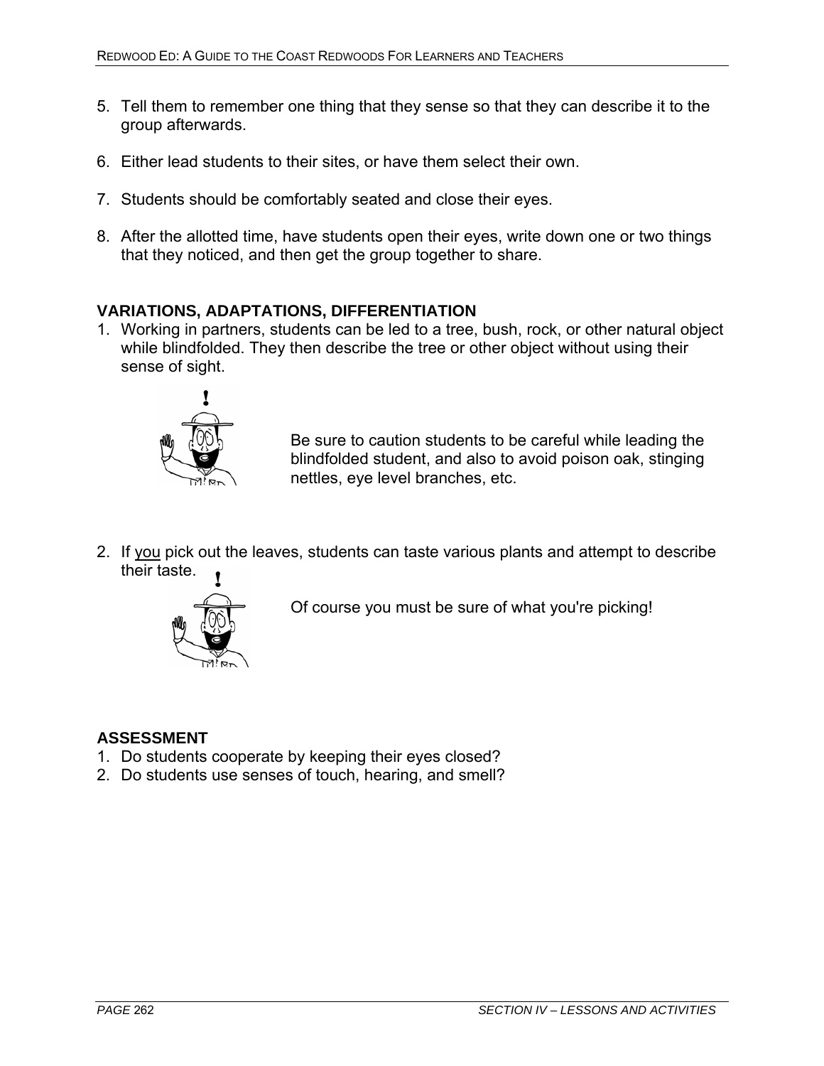5. Tell them to remember one thing that they sense so that they can describe it to the group afterwards.

6. Either lead students to their sites, or have them select their own.

7. Students should be comfortably seated and close their eyes.

8. After the allotted time, have students open their eyes, write down one or two things that they noticed, and then get the group together to share.

**VARIATIONS, ADAPTATIONS, DIFFERENTIATION**

1. Working in partners, students can be led to a tree, bush, rock, or other natural object while blindfolded. They then describe the tree or other object without using their sense of sight.

   Be sure to caution students to be careful while leading the blindfolded student, and also to avoid poison oak, stinging nettles, eye level branches, etc.

2. If <u>you</u> pick out the leaves, students can taste various plants and attempt to describe their taste.

   Of course you must be sure of what you're picking!

**ASSESSMENT**

1. Do students cooperate by keeping their eyes closed?
2. Do students use senses of touch, hearing, and smell?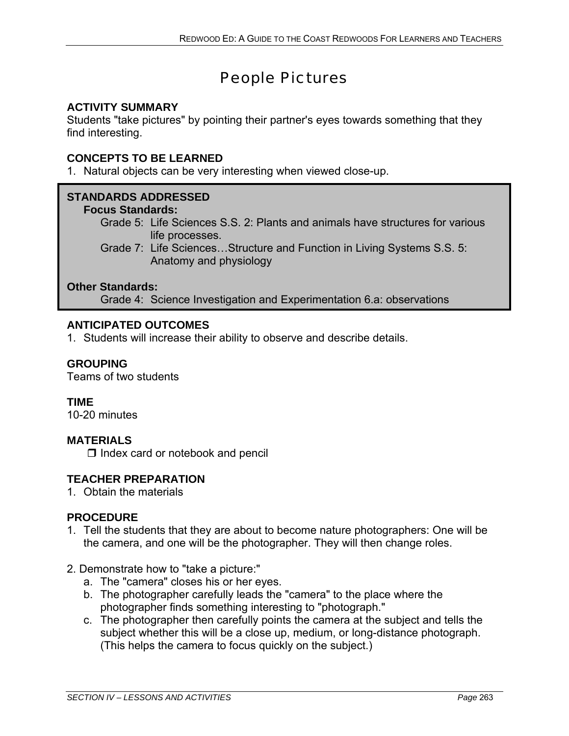# People Pictures

**ACTIVITY SUMMARY**
Students "take pictures" by pointing their partner's eyes towards something that they find interesting.

**CONCEPTS TO BE LEARNED**
1. Natural objects can be very interesting when viewed close-up.

**STANDARDS ADDRESSED**

**Focus Standards:**

Grade 5: Life Sciences S.S. 2: Plants and animals have structures for various life processes.

Grade 7: Life Sciences…Structure and Function in Living Systems S.S. 5: Anatomy and physiology

**Other Standards:**

Grade 4: Science Investigation and Experimentation 6.a: observations

**ANTICIPATED OUTCOMES**
1. Students will increase their ability to observe and describe details.

**GROUPING**
Teams of two students

**TIME**
10-20 minutes

**MATERIALS**
- ❒ Index card or notebook and pencil

**TEACHER PREPARATION**
1. Obtain the materials

**PROCEDURE**
1. Tell the students that they are about to become nature photographers: One will be the camera, and one will be the photographer. They will then change roles.

2. Demonstrate how to "take a picture:"
   a. The "camera" closes his or her eyes.
   b. The photographer carefully leads the "camera" to the place where the photographer finds something interesting to "photograph."
   c. The photographer then carefully points the camera at the subject and tells the subject whether this will be a close up, medium, or long-distance photograph. (This helps the camera to focus quickly on the subject.)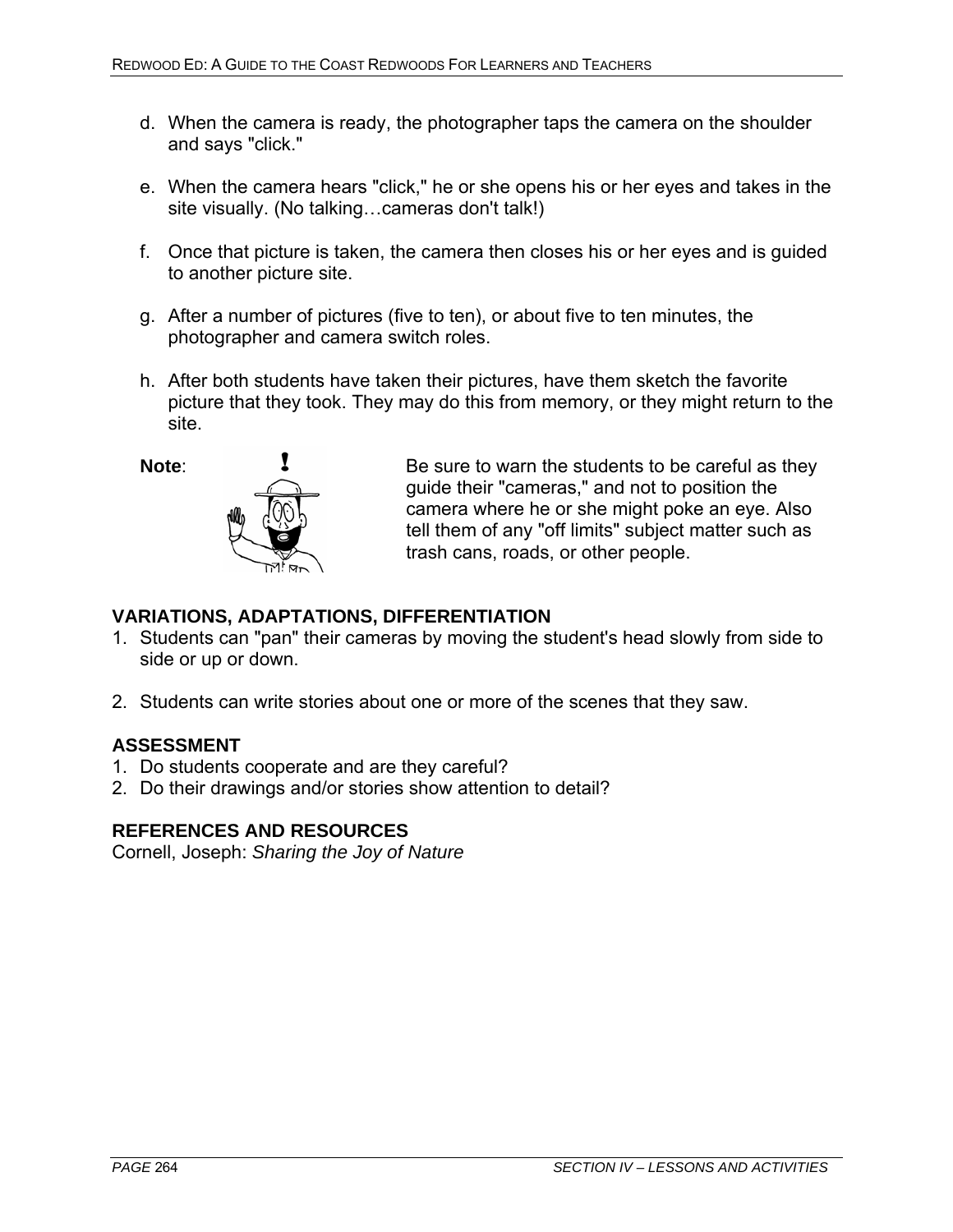d. When the camera is ready, the photographer taps the camera on the shoulder and says "click."

e. When the camera hears "click," he or she opens his or her eyes and takes in the site visually. (No talking…cameras don't talk!)

f. Once that picture is taken, the camera then closes his or her eyes and is guided to another picture site.

g. After a number of pictures (five to ten), or about five to ten minutes, the photographer and camera switch roles.

h. After both students have taken their pictures, have them sketch the favorite picture that they took. They may do this from memory, or they might return to the site.

**Note**: Be sure to warn the students to be careful as they guide their "cameras," and not to position the camera where he or she might poke an eye. Also tell them of any "off limits" subject matter such as trash cans, roads, or other people.

### VARIATIONS, ADAPTATIONS, DIFFERENTIATION

1. Students can "pan" their cameras by moving the student's head slowly from side to side or up or down.

2. Students can write stories about one or more of the scenes that they saw.

### ASSESSMENT

1. Do students cooperate and are they careful?
2. Do their drawings and/or stories show attention to detail?

### REFERENCES AND RESOURCES

Cornell, Joseph: *Sharing the Joy of Nature*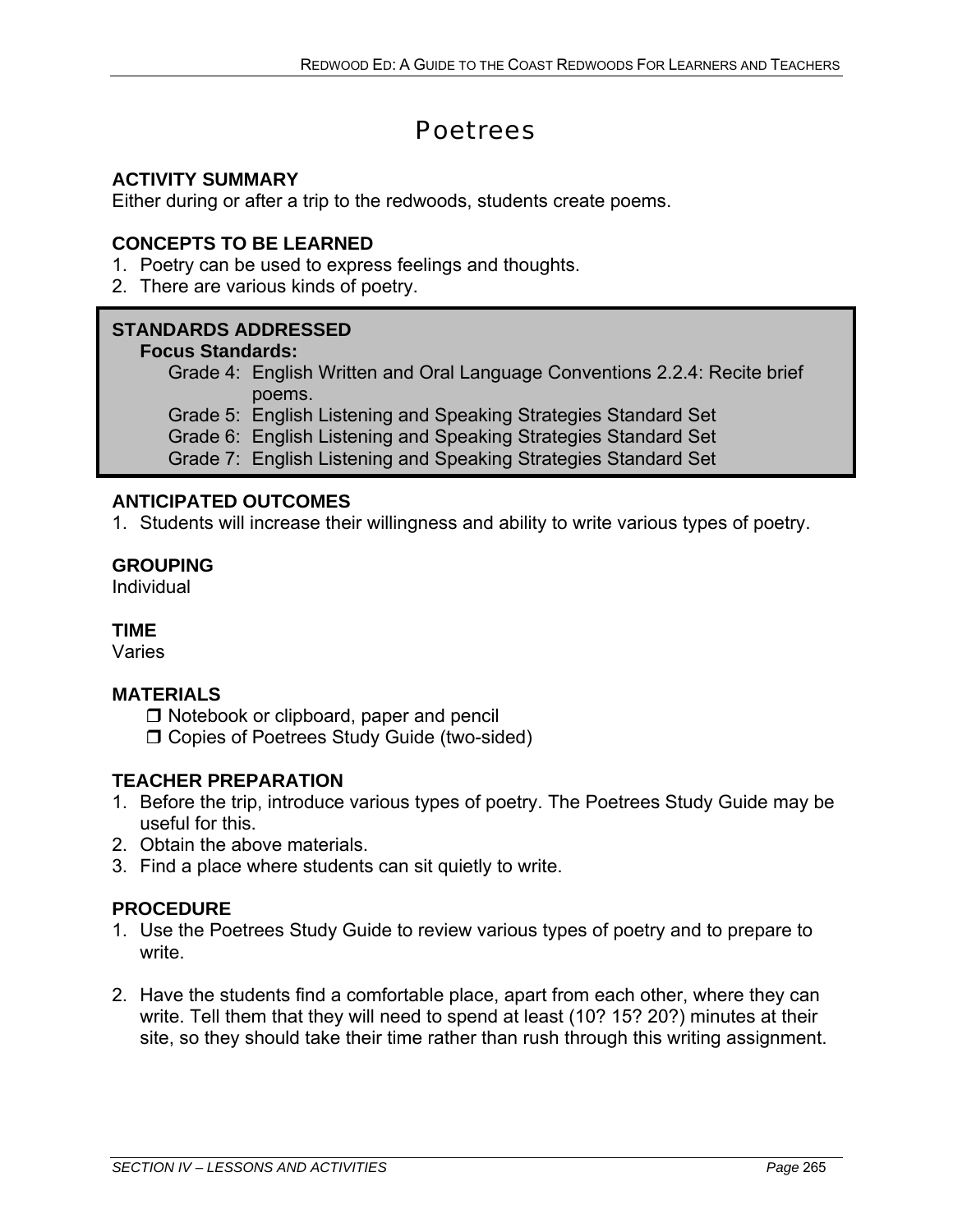# Poetrees

**ACTIVITY SUMMARY**
Either during or after a trip to the redwoods, students create poems.

**CONCEPTS TO BE LEARNED**

1. Poetry can be used to express feelings and thoughts.
2. There are various kinds of poetry.

**STANDARDS ADDRESSED**

**Focus Standards:**

Grade 4: English Written and Oral Language Conventions 2.2.4: Recite brief poems.
Grade 5: English Listening and Speaking Strategies Standard Set
Grade 6: English Listening and Speaking Strategies Standard Set
Grade 7: English Listening and Speaking Strategies Standard Set

**ANTICIPATED OUTCOMES**

1. Students will increase their willingness and ability to write various types of poetry.

**GROUPING**
Individual

**TIME**
Varies

**MATERIALS**

- ❒ Notebook or clipboard, paper and pencil
- ❒ Copies of Poetrees Study Guide (two-sided)

**TEACHER PREPARATION**

1. Before the trip, introduce various types of poetry. The Poetrees Study Guide may be useful for this.
2. Obtain the above materials.
3. Find a place where students can sit quietly to write.

**PROCEDURE**

1. Use the Poetrees Study Guide to review various types of poetry and to prepare to write.

2. Have the students find a comfortable place, apart from each other, where they can write. Tell them that they will need to spend at least (10? 15? 20?) minutes at their site, so they should take their time rather than rush through this writing assignment.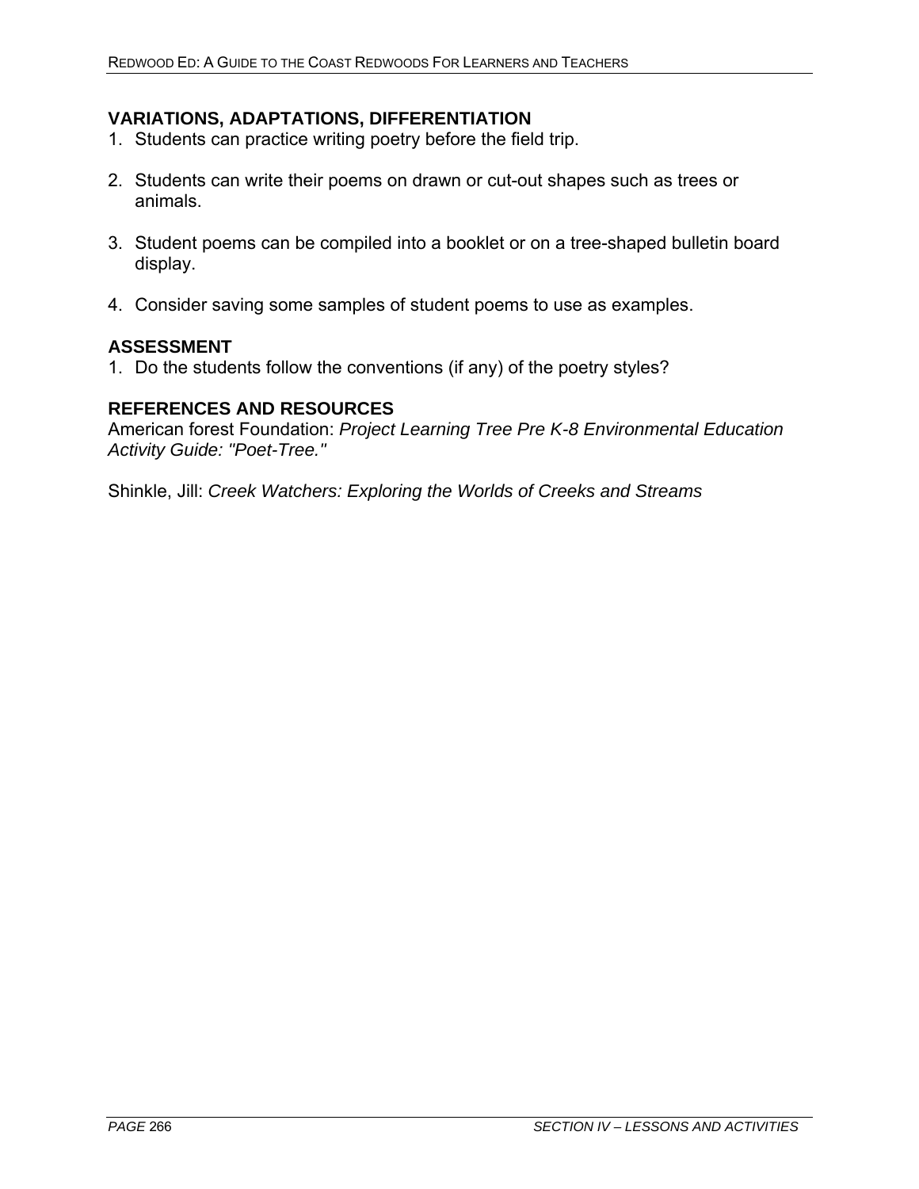## VARIATIONS, ADAPTATIONS, DIFFERENTIATION

1. Students can practice writing poetry before the field trip.

2. Students can write their poems on drawn or cut-out shapes such as trees or animals.

3. Student poems can be compiled into a booklet or on a tree-shaped bulletin board display.

4. Consider saving some samples of student poems to use as examples.

## ASSESSMENT

1. Do the students follow the conventions (if any) of the poetry styles?

## REFERENCES AND RESOURCES

American forest Foundation: *Project Learning Tree Pre K-8 Environmental Education Activity Guide: "Poet-Tree."*

Shinkle, Jill: *Creek Watchers: Exploring the Worlds of Creeks and Streams*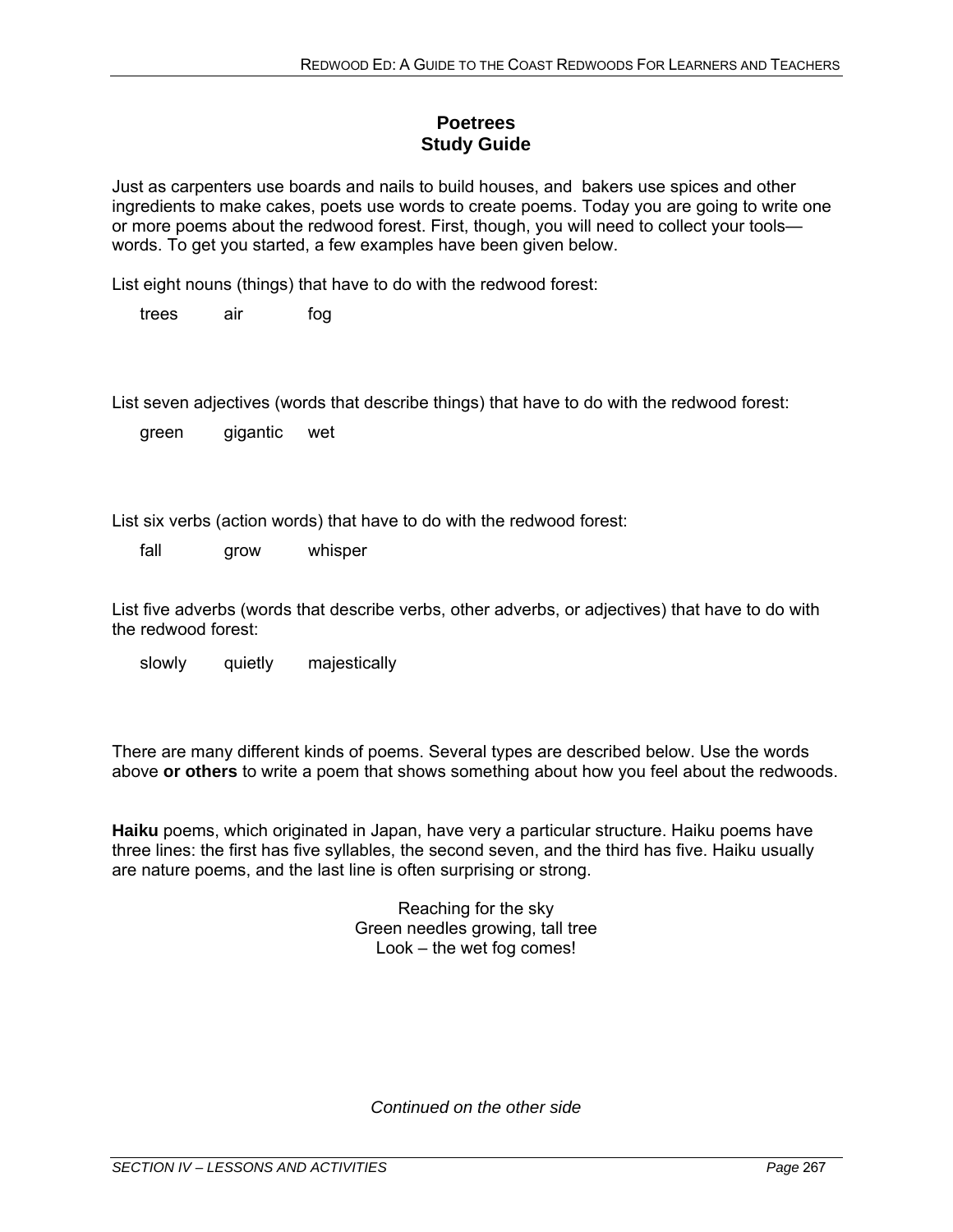## Poetrees
## Study Guide

Just as carpenters use boards and nails to build houses, and bakers use spices and other ingredients to make cakes, poets use words to create poems. Today you are going to write one or more poems about the redwood forest. First, though, you will need to collect your tools—words. To get you started, a few examples have been given below.

List eight nouns (things) that have to do with the redwood forest:

trees  air  fog

List seven adjectives (words that describe things) that have to do with the redwood forest:

green  gigantic  wet

List six verbs (action words) that have to do with the redwood forest:

fall  grow  whisper

List five adverbs (words that describe verbs, other adverbs, or adjectives) that have to do with the redwood forest:

slowly  quietly  majestically

There are many different kinds of poems. Several types are described below. Use the words above **or others** to write a poem that shows something about how you feel about the redwoods.

**Haiku** poems, which originated in Japan, have very a particular structure. Haiku poems have three lines: the first has five syllables, the second seven, and the third has five. Haiku usually are nature poems, and the last line is often surprising or strong.

Reaching for the sky
Green needles growing, tall tree
Look – the wet fog comes!

*Continued on the other side*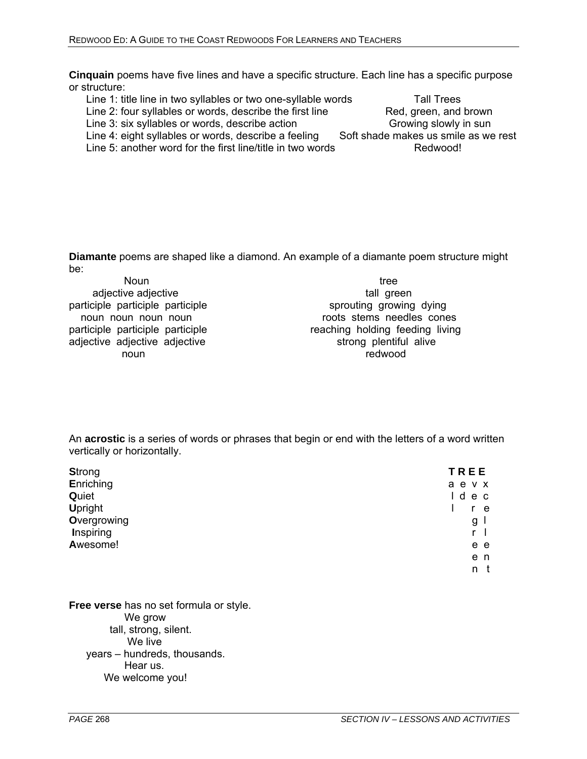**Cinquain** poems have five lines and have a specific structure. Each line has a specific purpose or structure:

| Structure | Example |
| --- | --- |
| Line 1: title line in two syllables or two one-syllable words | Tall Trees |
| Line 2: four syllables or words, describe the first line | Red, green, and brown |
| Line 3: six syllables or words, describe action | Growing slowly in sun |
| Line 4: eight syllables or words, describe a feeling | Soft shade makes us smile as we rest |
| Line 5: another word for the first line/title in two words | Redwood! |

**Diamante** poems are shaped like a diamond. An example of a diamante poem structure might be:

| Structure | Example |
| --- | --- |
| Noun | tree |
| adjective adjective | tall green |
| participle participle participle | sprouting growing dying |
| noun noun noun noun | roots stems needles cones |
| participle participle participle | reaching holding feeding living |
| adjective adjective adjective | strong plentiful alive |
| noun | redwood |

An **acrostic** is a series of words or phrases that begin or end with the letters of a word written vertically or horizontally.

**S**trong
**E**nriching
**Q**uiet
**U**pright
**O**vergrowing
**I**nspiring
**A**wesome!

```
T R E E
a e v x
l d e c
l   r e
    g l
    r l
    e e
    e n
    n t
```

**Free verse** has no set formula or style.

We grow
tall, strong, silent.
We live
years – hundreds, thousands.
Hear us.
We welcome you!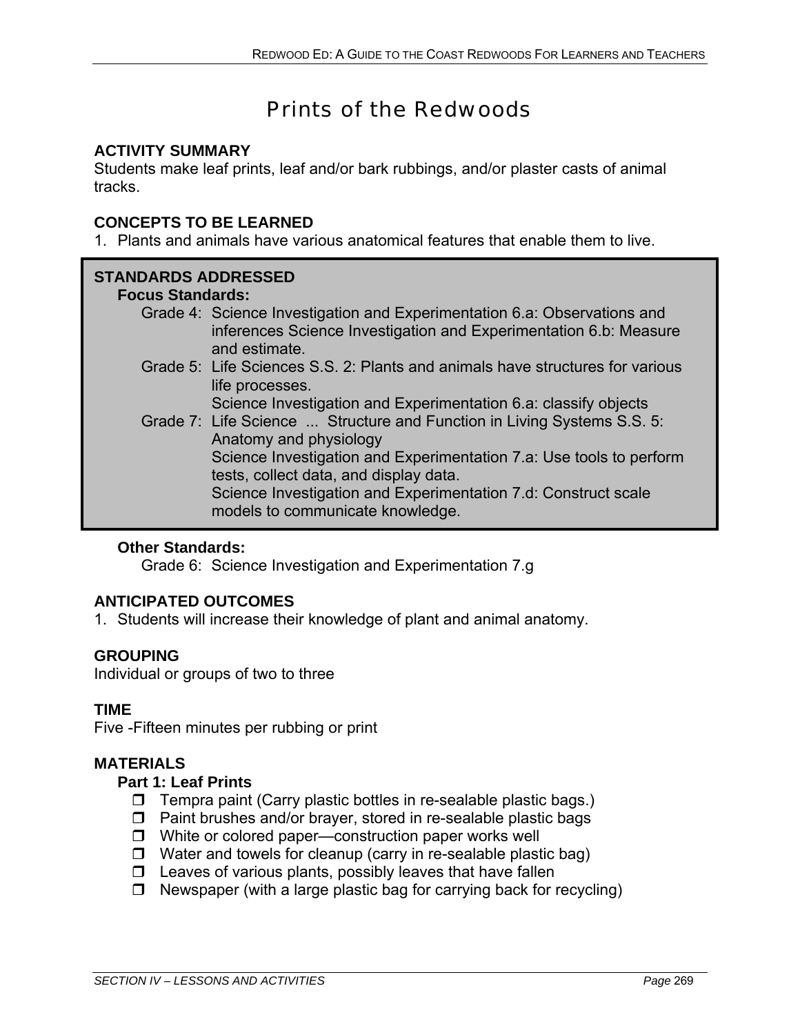# Prints of the Redwoods

**ACTIVITY SUMMARY**

Students make leaf prints, leaf and/or bark rubbings, and/or plaster casts of animal tracks.

**CONCEPTS TO BE LEARNED**

1. Plants and animals have various anatomical features that enable them to live.

**STANDARDS ADDRESSED**

**Focus Standards:**

Grade 4: Science Investigation and Experimentation 6.a: Observations and inferences Science Investigation and Experimentation 6.b: Measure and estimate.

Grade 5: Life Sciences S.S. 2: Plants and animals have structures for various life processes.
Science Investigation and Experimentation 6.a: classify objects

Grade 7: Life Science ... Structure and Function in Living Systems S.S. 5: Anatomy and physiology
Science Investigation and Experimentation 7.a: Use tools to perform tests, collect data, and display data.
Science Investigation and Experimentation 7.d: Construct scale models to communicate knowledge.

**Other Standards:**

Grade 6: Science Investigation and Experimentation 7.g

**ANTICIPATED OUTCOMES**

1. Students will increase their knowledge of plant and animal anatomy.

**GROUPING**

Individual or groups of two to three

**TIME**

Five -Fifteen minutes per rubbing or print

**MATERIALS**

**Part 1: Leaf Prints**

- ❒ Tempra paint (Carry plastic bottles in re-sealable plastic bags.)
- ❒ Paint brushes and/or brayer, stored in re-sealable plastic bags
- ❒ White or colored paper—construction paper works well
- ❒ Water and towels for cleanup (carry in re-sealable plastic bag)
- ❒ Leaves of various plants, possibly leaves that have fallen
- ❒ Newspaper (with a large plastic bag for carrying back for recycling)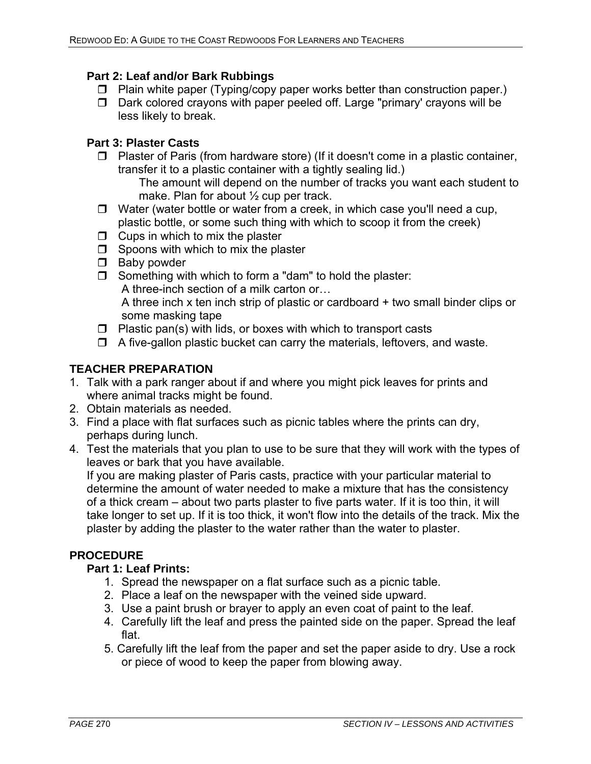**Part 2: Leaf and/or Bark Rubbings**

- ❐ Plain white paper (Typing/copy paper works better than construction paper.)
- ❐ Dark colored crayons with paper peeled off. Large "primary' crayons will be less likely to break.

**Part 3: Plaster Casts**

- ❐ Plaster of Paris (from hardware store) (If it doesn't come in a plastic container, transfer it to a plastic container with a tightly sealing lid.)
  The amount will depend on the number of tracks you want each student to make. Plan for about ½ cup per track.
- ❐ Water (water bottle or water from a creek, in which case you'll need a cup, plastic bottle, or some such thing with which to scoop it from the creek)
- ❐ Cups in which to mix the plaster
- ❐ Spoons with which to mix the plaster
- ❐ Baby powder
- ❐ Something with which to form a "dam" to hold the plaster:
  A three-inch section of a milk carton or…
  A three inch x ten inch strip of plastic or cardboard + two small binder clips or some masking tape
- ❐ Plastic pan(s) with lids, or boxes with which to transport casts
- ❐ A five-gallon plastic bucket can carry the materials, leftovers, and waste.

## TEACHER PREPARATION

1. Talk with a park ranger about if and where you might pick leaves for prints and where animal tracks might be found.
2. Obtain materials as needed.
3. Find a place with flat surfaces such as picnic tables where the prints can dry, perhaps during lunch.
4. Test the materials that you plan to use to be sure that they will work with the types of leaves or bark that you have available.
   If you are making plaster of Paris casts, practice with your particular material to determine the amount of water needed to make a mixture that has the consistency of a thick cream – about two parts plaster to five parts water. If it is too thin, it will take longer to set up. If it is too thick, it won't flow into the details of the track. Mix the plaster by adding the plaster to the water rather than the water to plaster.

## PROCEDURE

**Part 1: Leaf Prints:**

1. Spread the newspaper on a flat surface such as a picnic table.
2. Place a leaf on the newspaper with the veined side upward.
3. Use a paint brush or brayer to apply an even coat of paint to the leaf.
4. Carefully lift the leaf and press the painted side on the paper. Spread the leaf flat.
5. Carefully lift the leaf from the paper and set the paper aside to dry. Use a rock or piece of wood to keep the paper from blowing away.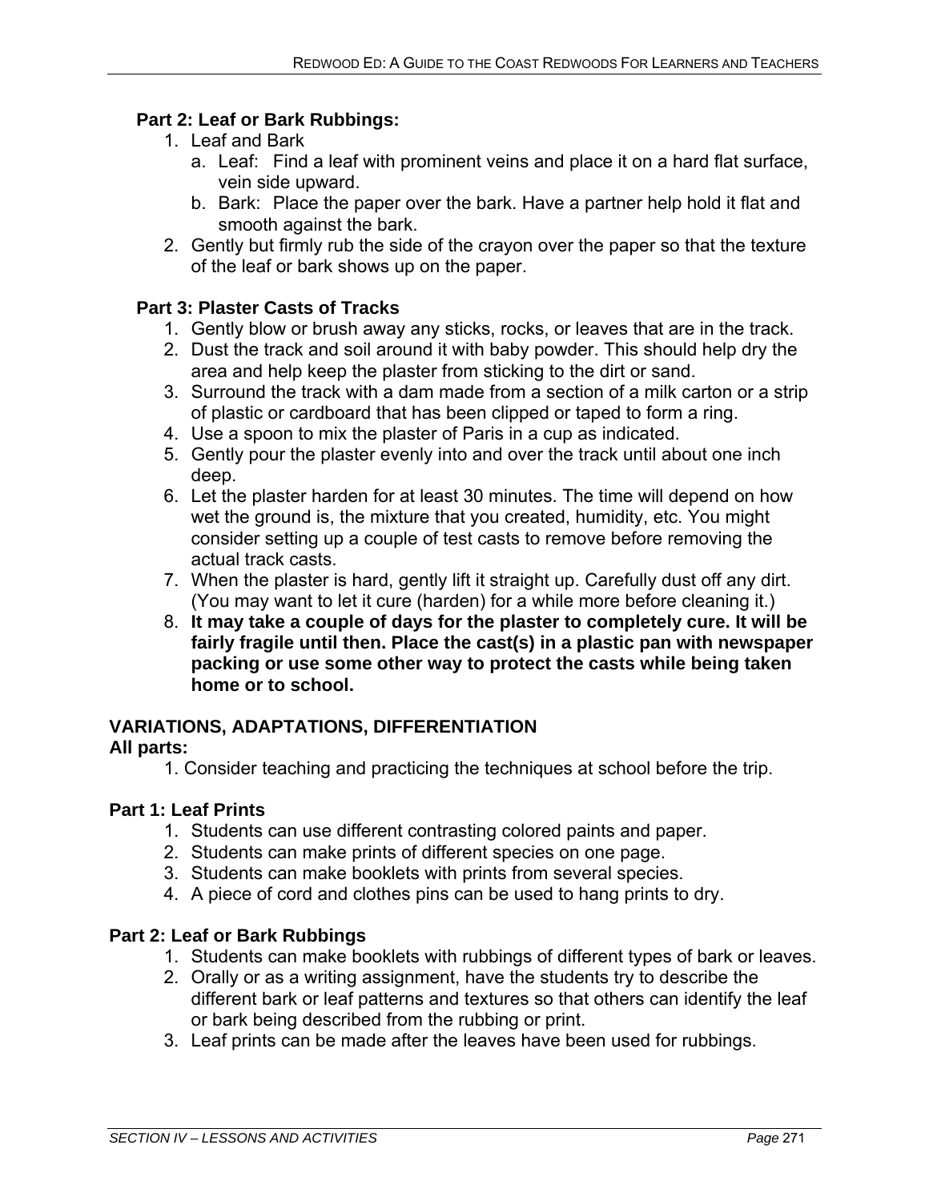**Part 2: Leaf or Bark Rubbings:**

1. Leaf and Bark
   a. Leaf: Find a leaf with prominent veins and place it on a hard flat surface, vein side upward.
   b. Bark: Place the paper over the bark. Have a partner help hold it flat and smooth against the bark.
2. Gently but firmly rub the side of the crayon over the paper so that the texture of the leaf or bark shows up on the paper.

**Part 3: Plaster Casts of Tracks**

1. Gently blow or brush away any sticks, rocks, or leaves that are in the track.
2. Dust the track and soil around it with baby powder. This should help dry the area and help keep the plaster from sticking to the dirt or sand.
3. Surround the track with a dam made from a section of a milk carton or a strip of plastic or cardboard that has been clipped or taped to form a ring.
4. Use a spoon to mix the plaster of Paris in a cup as indicated.
5. Gently pour the plaster evenly into and over the track until about one inch deep.
6. Let the plaster harden for at least 30 minutes. The time will depend on how wet the ground is, the mixture that you created, humidity, etc. You might consider setting up a couple of test casts to remove before removing the actual track casts.
7. When the plaster is hard, gently lift it straight up. Carefully dust off any dirt. (You may want to let it cure (harden) for a while more before cleaning it.)
8. **It may take a couple of days for the plaster to completely cure. It will be fairly fragile until then. Place the cast(s) in a plastic pan with newspaper packing or use some other way to protect the casts while being taken home or to school.**

## VARIATIONS, ADAPTATIONS, DIFFERENTIATION

**All parts:**

1. Consider teaching and practicing the techniques at school before the trip.

**Part 1: Leaf Prints**

1. Students can use different contrasting colored paints and paper.
2. Students can make prints of different species on one page.
3. Students can make booklets with prints from several species.
4. A piece of cord and clothes pins can be used to hang prints to dry.

**Part 2: Leaf or Bark Rubbings**

1. Students can make booklets with rubbings of different types of bark or leaves.
2. Orally or as a writing assignment, have the students try to describe the different bark or leaf patterns and textures so that others can identify the leaf or bark being described from the rubbing or print.
3. Leaf prints can be made after the leaves have been used for rubbings.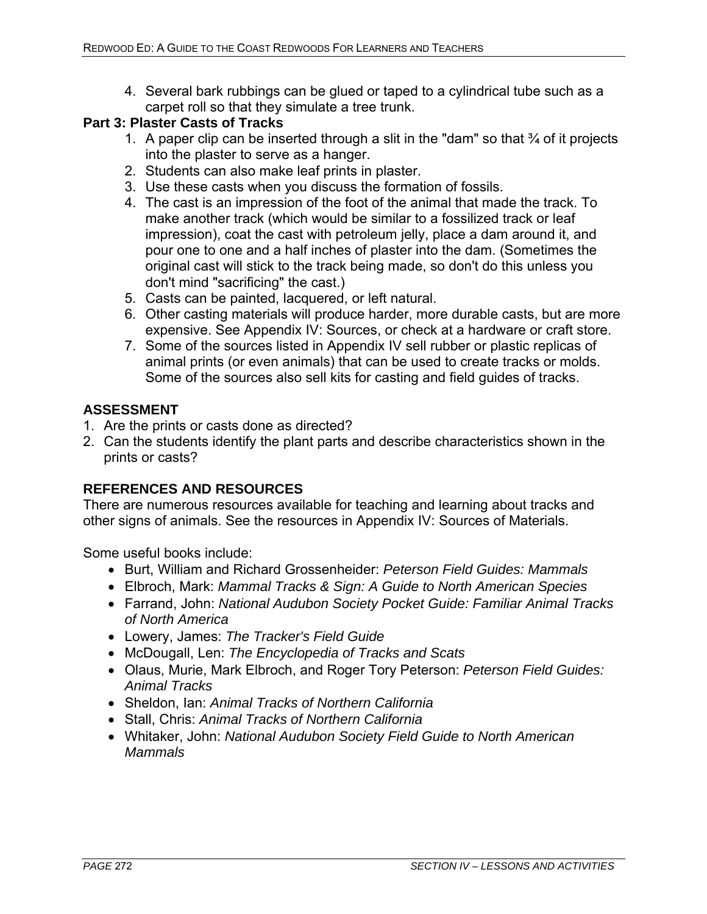4. Several bark rubbings can be glued or taped to a cylindrical tube such as a carpet roll so that they simulate a tree trunk.

**Part 3: Plaster Casts of Tracks**

1. A paper clip can be inserted through a slit in the "dam" so that ¾ of it projects into the plaster to serve as a hanger.
2. Students can also make leaf prints in plaster.
3. Use these casts when you discuss the formation of fossils.
4. The cast is an impression of the foot of the animal that made the track. To make another track (which would be similar to a fossilized track or leaf impression), coat the cast with petroleum jelly, place a dam around it, and pour one to one and a half inches of plaster into the dam. (Sometimes the original cast will stick to the track being made, so don't do this unless you don't mind "sacrificing" the cast.)
5. Casts can be painted, lacquered, or left natural.
6. Other casting materials will produce harder, more durable casts, but are more expensive. See Appendix IV: Sources, or check at a hardware or craft store.
7. Some of the sources listed in Appendix IV sell rubber or plastic replicas of animal prints (or even animals) that can be used to create tracks or molds. Some of the sources also sell kits for casting and field guides of tracks.

## ASSESSMENT

1. Are the prints or casts done as directed?
2. Can the students identify the plant parts and describe characteristics shown in the prints or casts?

## REFERENCES AND RESOURCES

There are numerous resources available for teaching and learning about tracks and other signs of animals. See the resources in Appendix IV: Sources of Materials.

Some useful books include:

- Burt, William and Richard Grossenheider: *Peterson Field Guides: Mammals*
- Elbroch, Mark: *Mammal Tracks & Sign: A Guide to North American Species*
- Farrand, John: *National Audubon Society Pocket Guide: Familiar Animal Tracks of North America*
- Lowery, James: *The Tracker's Field Guide*
- McDougall, Len: *The Encyclopedia of Tracks and Scats*
- Olaus, Murie, Mark Elbroch, and Roger Tory Peterson: *Peterson Field Guides: Animal Tracks*
- Sheldon, Ian: *Animal Tracks of Northern California*
- Stall, Chris: *Animal Tracks of Northern California*
- Whitaker, John: *National Audubon Society Field Guide to North American Mammals*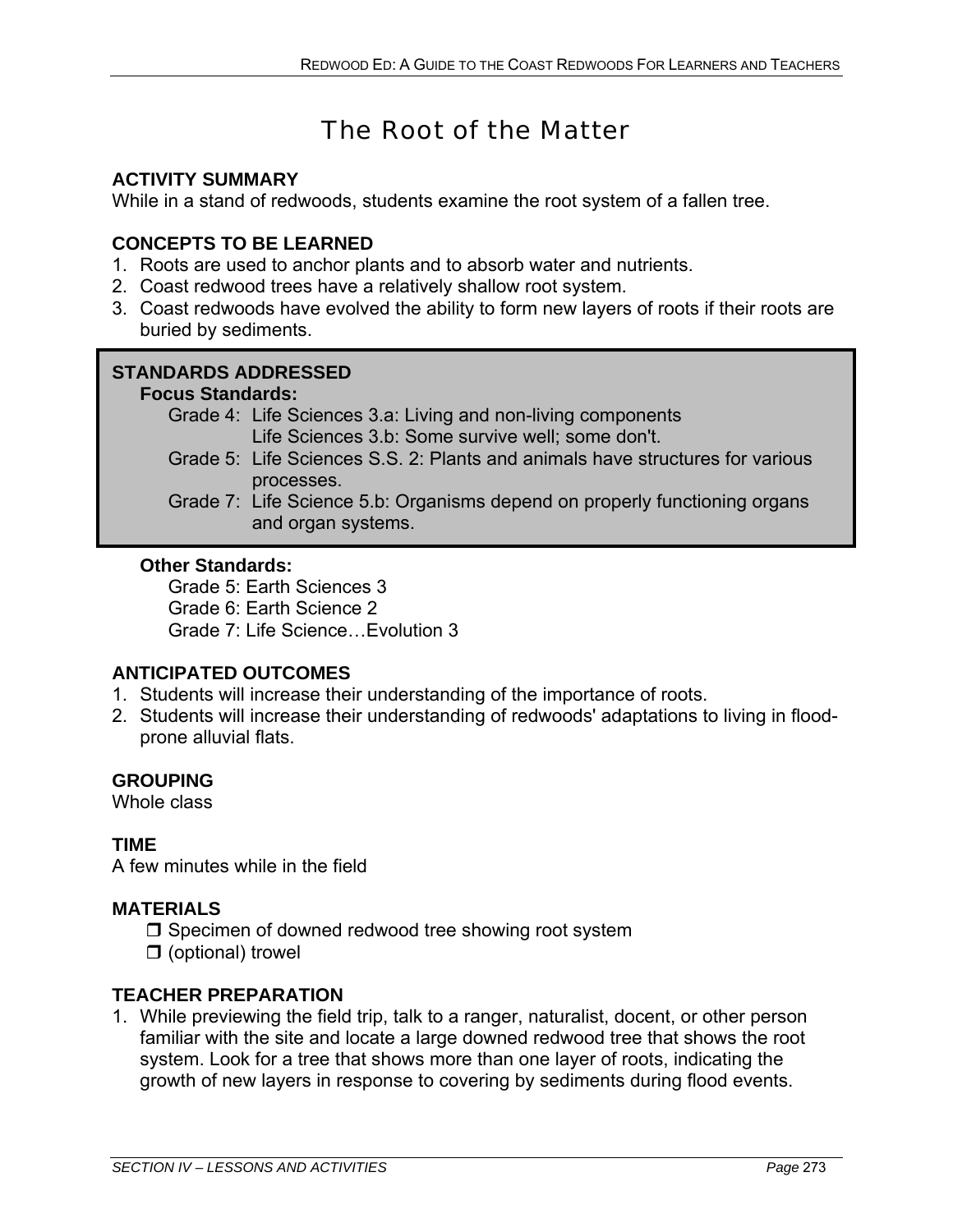# The Root of the Matter

**ACTIVITY SUMMARY**
While in a stand of redwoods, students examine the root system of a fallen tree.

**CONCEPTS TO BE LEARNED**
1. Roots are used to anchor plants and to absorb water and nutrients.
2. Coast redwood trees have a relatively shallow root system.
3. Coast redwoods have evolved the ability to form new layers of roots if their roots are buried by sediments.

**STANDARDS ADDRESSED**

**Focus Standards:**

Grade 4: Life Sciences 3.a: Living and non-living components
Life Sciences 3.b: Some survive well; some don't.

Grade 5: Life Sciences S.S. 2: Plants and animals have structures for various processes.

Grade 7: Life Science 5.b: Organisms depend on properly functioning organs and organ systems.

**Other Standards:**

Grade 5: Earth Sciences 3
Grade 6: Earth Science 2
Grade 7: Life Science…Evolution 3

**ANTICIPATED OUTCOMES**
1. Students will increase their understanding of the importance of roots.
2. Students will increase their understanding of redwoods' adaptations to living in flood-prone alluvial flats.

**GROUPING**
Whole class

**TIME**
A few minutes while in the field

**MATERIALS**
- ❒ Specimen of downed redwood tree showing root system
- ❒ (optional) trowel

**TEACHER PREPARATION**
1. While previewing the field trip, talk to a ranger, naturalist, docent, or other person familiar with the site and locate a large downed redwood tree that shows the root system. Look for a tree that shows more than one layer of roots, indicating the growth of new layers in response to covering by sediments during flood events.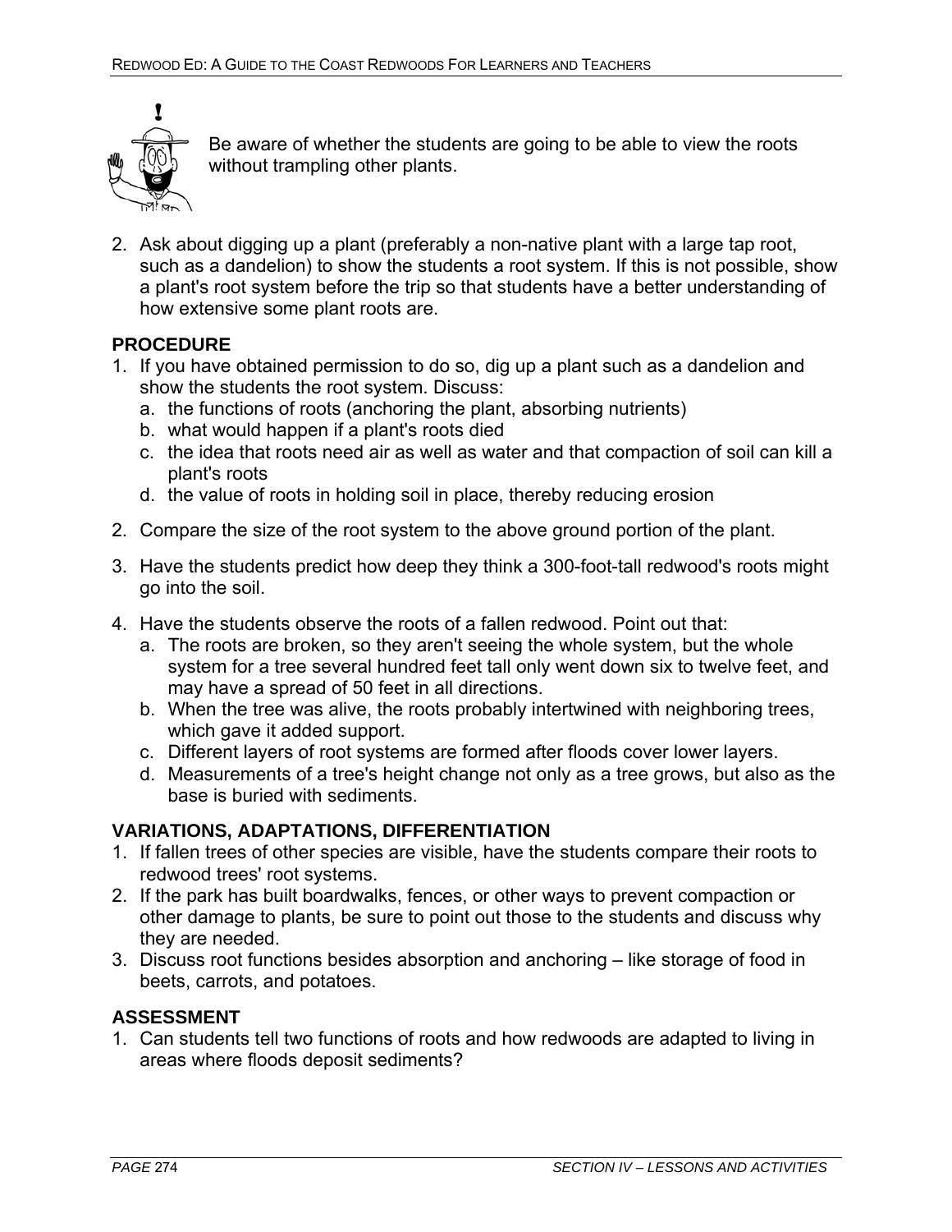Be aware of whether the students are going to be able to view the roots without trampling other plants.

2. Ask about digging up a plant (preferably a non-native plant with a large tap root, such as a dandelion) to show the students a root system. If this is not possible, show a plant's root system before the trip so that students have a better understanding of how extensive some plant roots are.

**PROCEDURE**

1. If you have obtained permission to do so, dig up a plant such as a dandelion and show the students the root system. Discuss:
   a. the functions of roots (anchoring the plant, absorbing nutrients)
   b. what would happen if a plant's roots died
   c. the idea that roots need air as well as water and that compaction of soil can kill a plant's roots
   d. the value of roots in holding soil in place, thereby reducing erosion

2. Compare the size of the root system to the above ground portion of the plant.

3. Have the students predict how deep they think a 300-foot-tall redwood's roots might go into the soil.

4. Have the students observe the roots of a fallen redwood. Point out that:
   a. The roots are broken, so they aren't seeing the whole system, but the whole system for a tree several hundred feet tall only went down six to twelve feet, and may have a spread of 50 feet in all directions.
   b. When the tree was alive, the roots probably intertwined with neighboring trees, which gave it added support.
   c. Different layers of root systems are formed after floods cover lower layers.
   d. Measurements of a tree's height change not only as a tree grows, but also as the base is buried with sediments.

**VARIATIONS, ADAPTATIONS, DIFFERENTIATION**

1. If fallen trees of other species are visible, have the students compare their roots to redwood trees' root systems.
2. If the park has built boardwalks, fences, or other ways to prevent compaction or other damage to plants, be sure to point out those to the students and discuss why they are needed.
3. Discuss root functions besides absorption and anchoring – like storage of food in beets, carrots, and potatoes.

**ASSESSMENT**

1. Can students tell two functions of roots and how redwoods are adapted to living in areas where floods deposit sediments?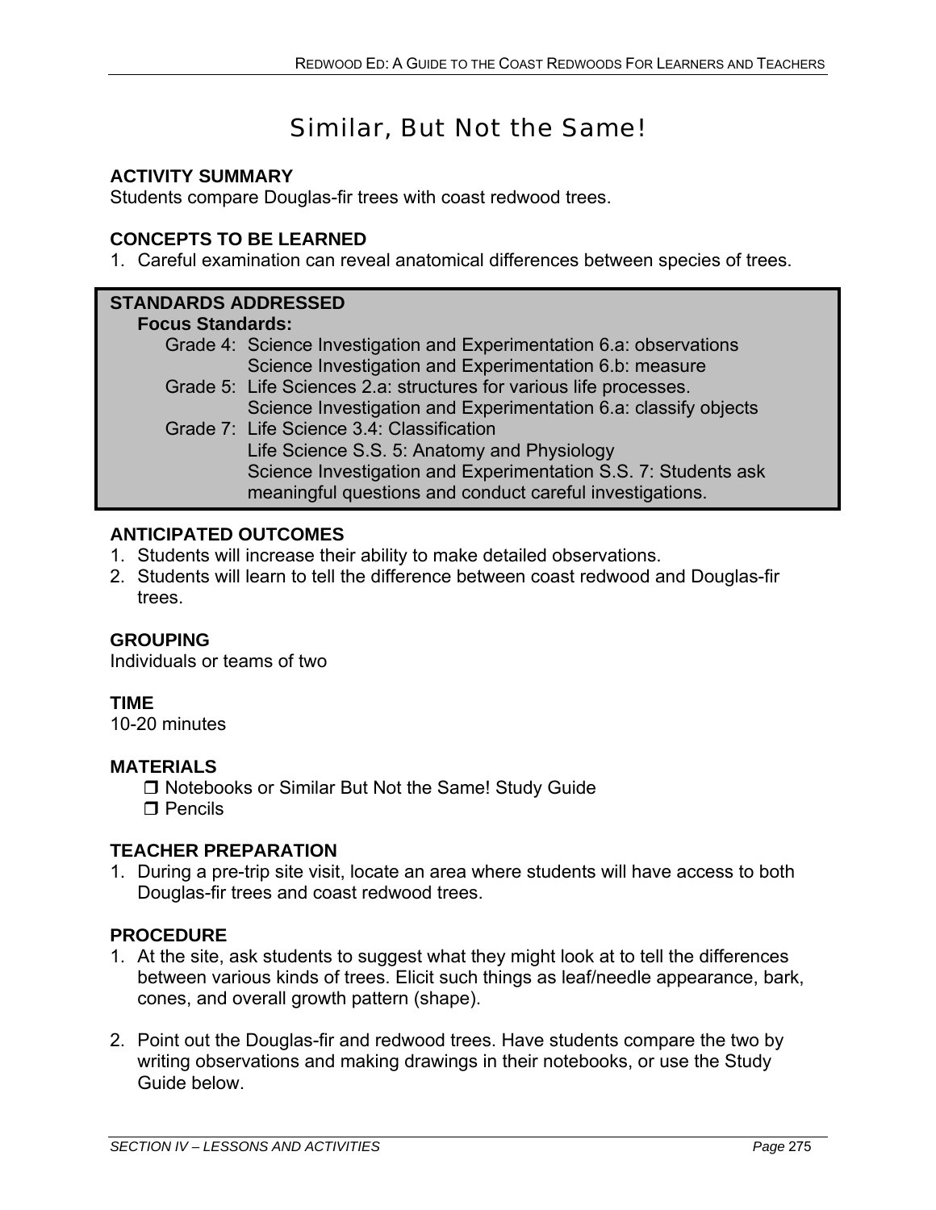# Similar, But Not the Same!

**ACTIVITY SUMMARY**
Students compare Douglas-fir trees with coast redwood trees.

**CONCEPTS TO BE LEARNED**

1. Careful examination can reveal anatomical differences between species of trees.

**STANDARDS ADDRESSED**

**Focus Standards:**

Grade 4: Science Investigation and Experimentation 6.a: observations
Science Investigation and Experimentation 6.b: measure

Grade 5: Life Sciences 2.a: structures for various life processes.
Science Investigation and Experimentation 6.a: classify objects

Grade 7: Life Science 3.4: Classification
Life Science S.S. 5: Anatomy and Physiology
Science Investigation and Experimentation S.S. 7: Students ask meaningful questions and conduct careful investigations.

**ANTICIPATED OUTCOMES**

1. Students will increase their ability to make detailed observations.
2. Students will learn to tell the difference between coast redwood and Douglas-fir trees.

**GROUPING**
Individuals or teams of two

**TIME**
10-20 minutes

**MATERIALS**

- ❒ Notebooks or Similar But Not the Same! Study Guide
- ❒ Pencils

**TEACHER PREPARATION**

1. During a pre-trip site visit, locate an area where students will have access to both Douglas-fir trees and coast redwood trees.

**PROCEDURE**

1. At the site, ask students to suggest what they might look at to tell the differences between various kinds of trees. Elicit such things as leaf/needle appearance, bark, cones, and overall growth pattern (shape).

2. Point out the Douglas-fir and redwood trees. Have students compare the two by writing observations and making drawings in their notebooks, or use the Study Guide below.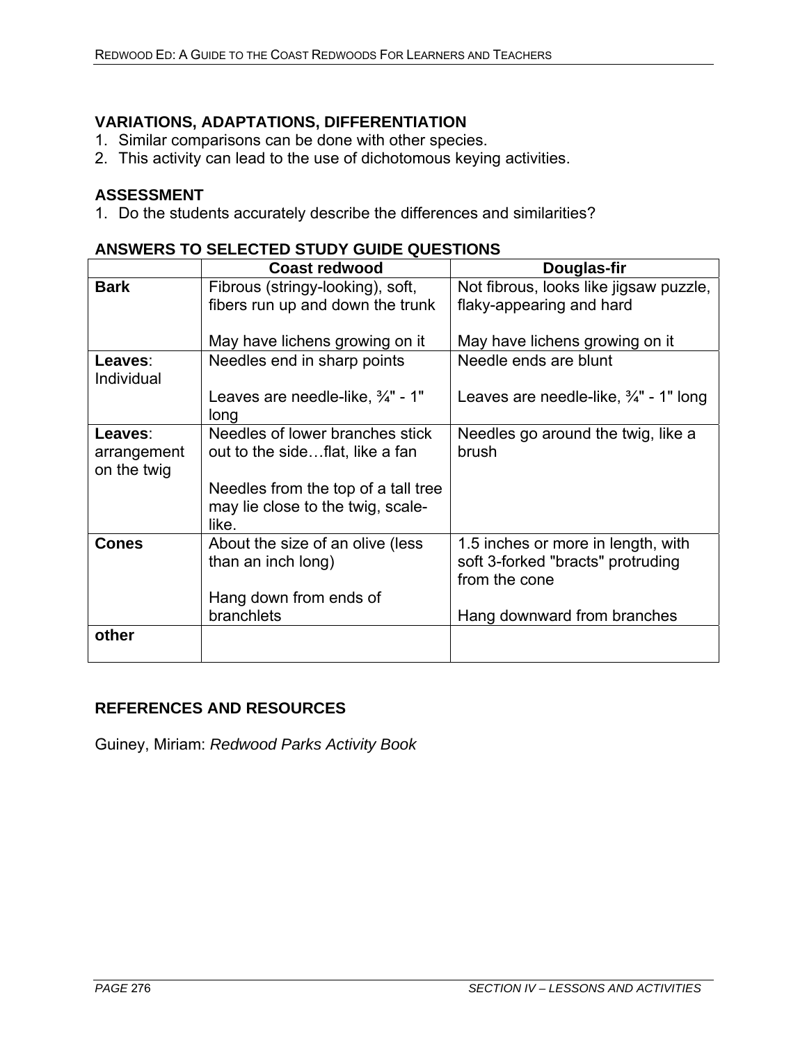## VARIATIONS, ADAPTATIONS, DIFFERENTIATION

1. Similar comparisons can be done with other species.
2. This activity can lead to the use of dichotomous keying activities.

## ASSESSMENT

1. Do the students accurately describe the differences and similarities?

## ANSWERS TO SELECTED STUDY GUIDE QUESTIONS

| | Coast redwood | Douglas-fir |
|---|---|---|
| **Bark** | Fibrous (stringy-looking), soft, fibers run up and down the trunk<br><br>May have lichens growing on it | Not fibrous, looks like jigsaw puzzle, flaky-appearing and hard<br><br>May have lichens growing on it |
| **Leaves**: Individual | Needles end in sharp points<br><br>Leaves are needle-like, ¾" - 1" long | Needle ends are blunt<br><br>Leaves are needle-like, ¾" - 1" long |
| **Leaves**: arrangement on the twig | Needles of lower branches stick out to the side…flat, like a fan<br><br>Needles from the top of a tall tree may lie close to the twig, scale-like. | Needles go around the twig, like a brush |
| **Cones** | About the size of an olive (less than an inch long)<br><br>Hang down from ends of branchlets | 1.5 inches or more in length, with soft 3-forked "bracts" protruding from the cone<br><br>Hang downward from branches |
| **other** | | |

## REFERENCES AND RESOURCES

Guiney, Miriam: *Redwood Parks Activity Book*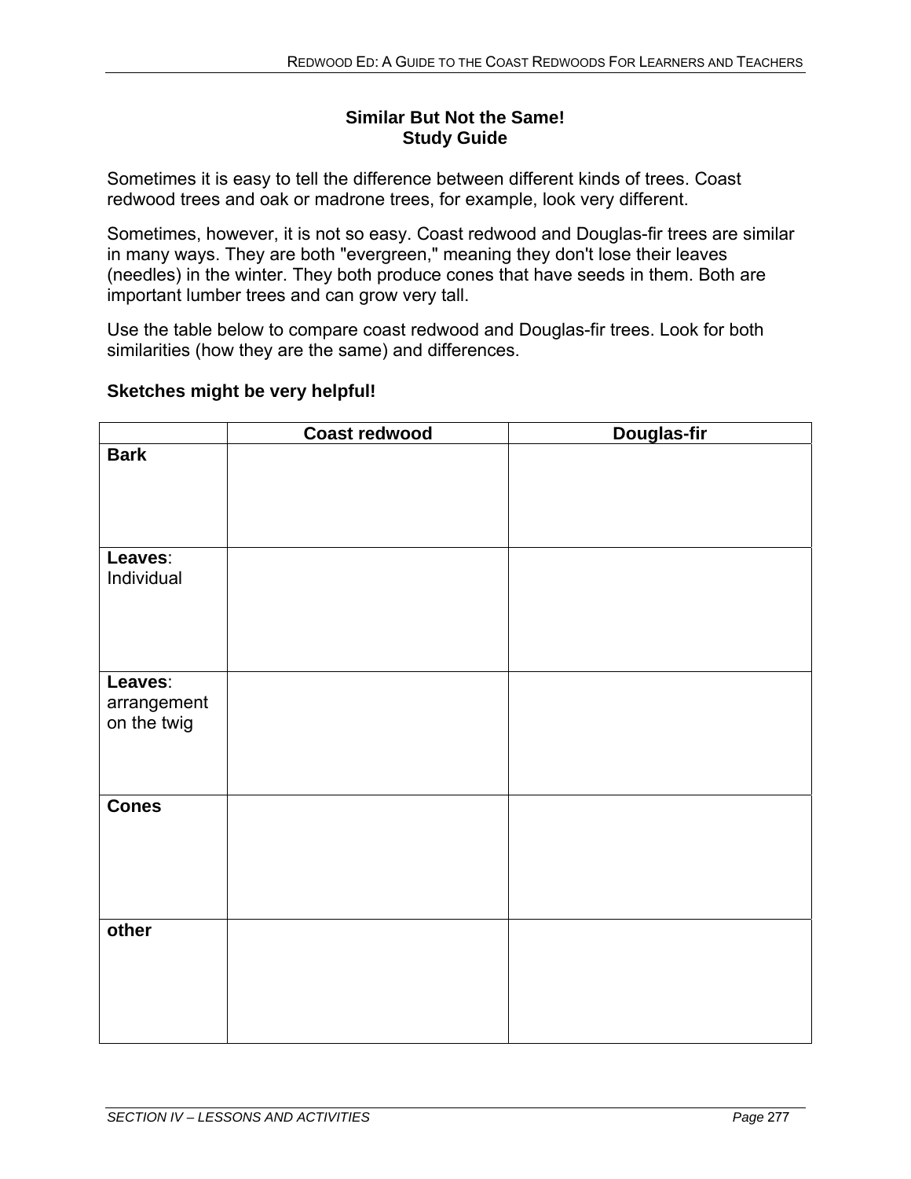## Similar But Not the Same!
## Study Guide

Sometimes it is easy to tell the difference between different kinds of trees. Coast redwood trees and oak or madrone trees, for example, look very different.

Sometimes, however, it is not so easy. Coast redwood and Douglas-fir trees are similar in many ways. They are both "evergreen," meaning they don't lose their leaves (needles) in the winter. They both produce cones that have seeds in them. Both are important lumber trees and can grow very tall.

Use the table below to compare coast redwood and Douglas-fir trees. Look for both similarities (how they are the same) and differences.

**Sketches might be very helpful!**

| | Coast redwood | Douglas-fir |
|---|---|---|
| **Bark** | | |
| **Leaves**: Individual | | |
| **Leaves**: arrangement on the twig | | |
| **Cones** | | |
| **other** | | |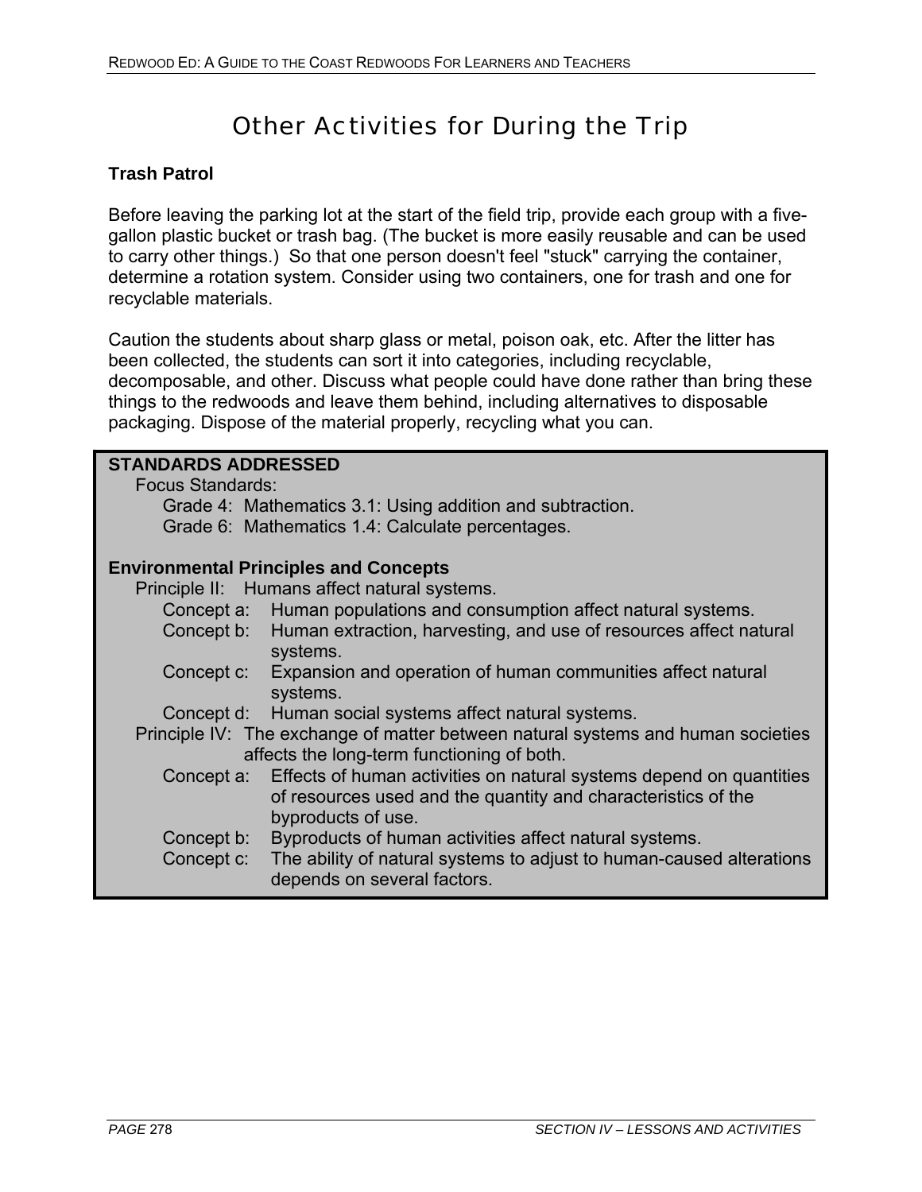# Other Activities for During the Trip

### Trash Patrol

Before leaving the parking lot at the start of the field trip, provide each group with a five-gallon plastic bucket or trash bag. (The bucket is more easily reusable and can be used to carry other things.) So that one person doesn't feel "stuck" carrying the container, determine a rotation system. Consider using two containers, one for trash and one for recyclable materials.

Caution the students about sharp glass or metal, poison oak, etc. After the litter has been collected, the students can sort it into categories, including recyclable, decomposable, and other. Discuss what people could have done rather than bring these things to the redwoods and leave them behind, including alternatives to disposable packaging. Dispose of the material properly, recycling what you can.

**STANDARDS ADDRESSED**

Focus Standards:

- Grade 4: Mathematics 3.1: Using addition and subtraction.
- Grade 6: Mathematics 1.4: Calculate percentages.

**Environmental Principles and Concepts**

Principle II: Humans affect natural systems.

- Concept a: Human populations and consumption affect natural systems.
- Concept b: Human extraction, harvesting, and use of resources affect natural systems.
- Concept c: Expansion and operation of human communities affect natural systems.
- Concept d: Human social systems affect natural systems.

Principle IV: The exchange of matter between natural systems and human societies affects the long-term functioning of both.

- Concept a: Effects of human activities on natural systems depend on quantities of resources used and the quantity and characteristics of the byproducts of use.
- Concept b: Byproducts of human activities affect natural systems.
- Concept c: The ability of natural systems to adjust to human-caused alterations depends on several factors.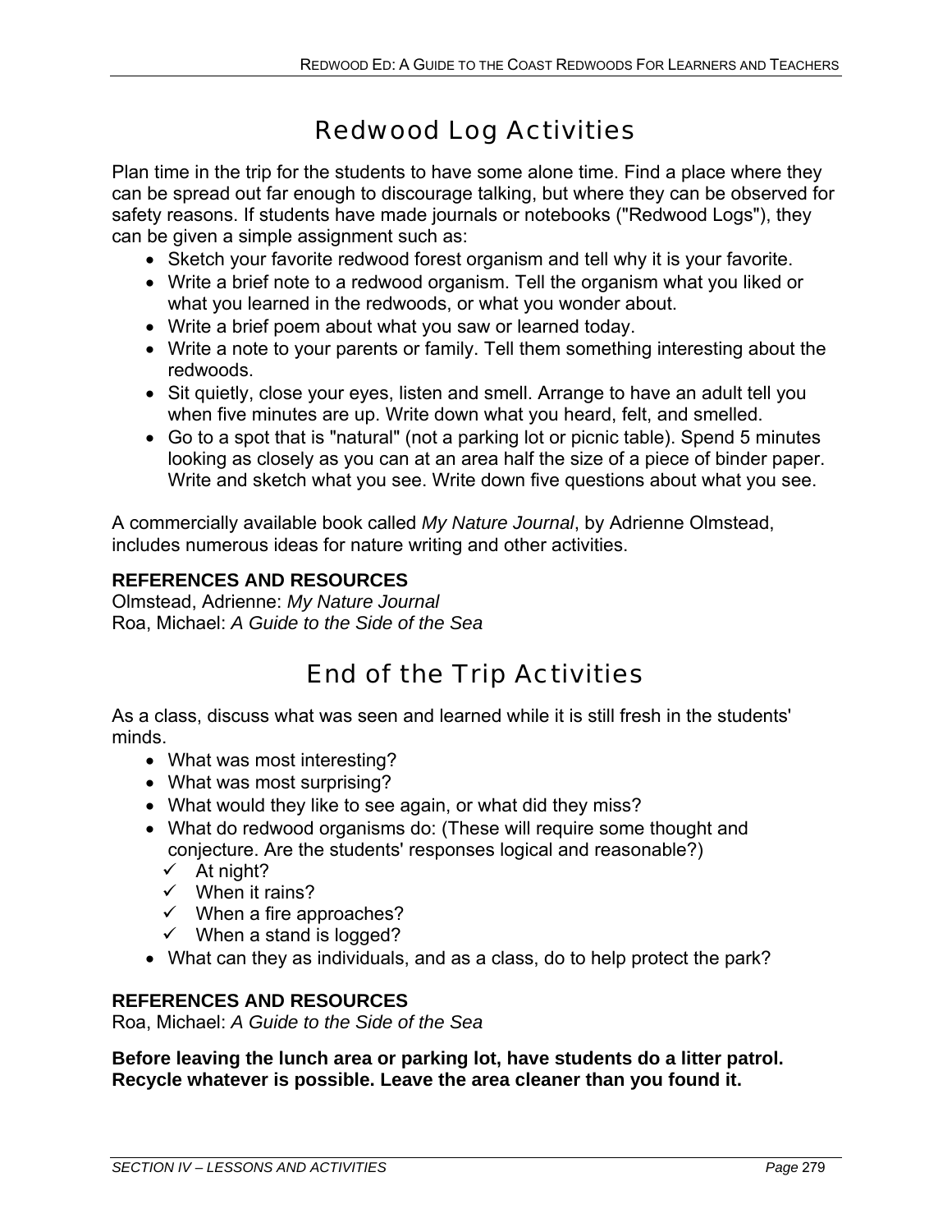# Redwood Log Activities

Plan time in the trip for the students to have some alone time. Find a place where they can be spread out far enough to discourage talking, but where they can be observed for safety reasons. If students have made journals or notebooks ("Redwood Logs"), they can be given a simple assignment such as:

- Sketch your favorite redwood forest organism and tell why it is your favorite.
- Write a brief note to a redwood organism. Tell the organism what you liked or what you learned in the redwoods, or what you wonder about.
- Write a brief poem about what you saw or learned today.
- Write a note to your parents or family. Tell them something interesting about the redwoods.
- Sit quietly, close your eyes, listen and smell. Arrange to have an adult tell you when five minutes are up. Write down what you heard, felt, and smelled.
- Go to a spot that is "natural" (not a parking lot or picnic table). Spend 5 minutes looking as closely as you can at an area half the size of a piece of binder paper. Write and sketch what you see. Write down five questions about what you see.

A commercially available book called *My Nature Journal*, by Adrienne Olmstead, includes numerous ideas for nature writing and other activities.

**REFERENCES AND RESOURCES**
Olmstead, Adrienne: *My Nature Journal*
Roa, Michael: *A Guide to the Side of the Sea*

# End of the Trip Activities

As a class, discuss what was seen and learned while it is still fresh in the students' minds.

- What was most interesting?
- What was most surprising?
- What would they like to see again, or what did they miss?
- What do redwood organisms do: (These will require some thought and conjecture. Are the students' responses logical and reasonable?)
  - ✓ At night?
  - ✓ When it rains?
  - ✓ When a fire approaches?
  - ✓ When a stand is logged?
- What can they as individuals, and as a class, do to help protect the park?

**REFERENCES AND RESOURCES**
Roa, Michael: *A Guide to the Side of the Sea*

**Before leaving the lunch area or parking lot, have students do a litter patrol. Recycle whatever is possible. Leave the area cleaner than you found it.**